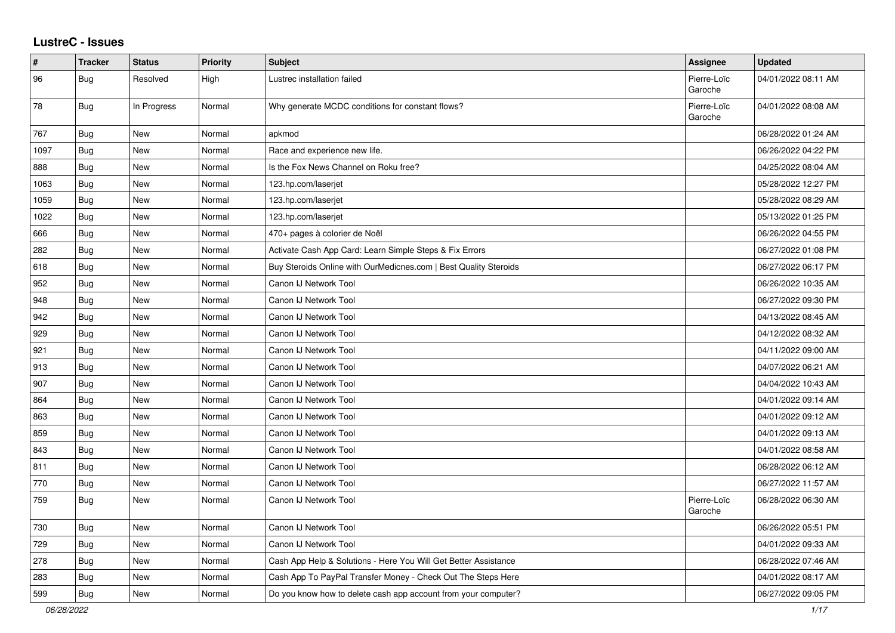## LustreC - Issues

| # | Tracker | Status | Priority | Subject | Assignee | Updated |
|---|---|---|---|---|---|---|
| 96 | Bug | Resolved | High | Lustrec installation failed | Pierre-Loïc Garoche | 04/01/2022 08:11 AM |
| 78 | Bug | In Progress | Normal | Why generate MCDC conditions for constant flows? | Pierre-Loïc Garoche | 04/01/2022 08:08 AM |
| 767 | Bug | New | Normal | apkmod | | 06/28/2022 01:24 AM |
| 1097 | Bug | New | Normal | Race and experience new life. | | 06/26/2022 04:22 PM |
| 888 | Bug | New | Normal | Is the Fox News Channel on Roku free? | | 04/25/2022 08:04 AM |
| 1063 | Bug | New | Normal | 123.hp.com/laserjet | | 05/28/2022 12:27 PM |
| 1059 | Bug | New | Normal | 123.hp.com/laserjet | | 05/28/2022 08:29 AM |
| 1022 | Bug | New | Normal | 123.hp.com/laserjet | | 05/13/2022 01:25 PM |
| 666 | Bug | New | Normal | 470+ pages à colorier de Noël | | 06/26/2022 04:55 PM |
| 282 | Bug | New | Normal | Activate Cash App Card: Learn Simple Steps & Fix Errors | | 06/27/2022 01:08 PM |
| 618 | Bug | New | Normal | Buy Steroids Online with OurMedicnes.com \| Best Quality Steroids | | 06/27/2022 06:17 PM |
| 952 | Bug | New | Normal | Canon IJ Network Tool | | 06/26/2022 10:35 AM |
| 948 | Bug | New | Normal | Canon IJ Network Tool | | 06/27/2022 09:30 PM |
| 942 | Bug | New | Normal | Canon IJ Network Tool | | 04/13/2022 08:45 AM |
| 929 | Bug | New | Normal | Canon IJ Network Tool | | 04/12/2022 08:32 AM |
| 921 | Bug | New | Normal | Canon IJ Network Tool | | 04/11/2022 09:00 AM |
| 913 | Bug | New | Normal | Canon IJ Network Tool | | 04/07/2022 06:21 AM |
| 907 | Bug | New | Normal | Canon IJ Network Tool | | 04/04/2022 10:43 AM |
| 864 | Bug | New | Normal | Canon IJ Network Tool | | 04/01/2022 09:14 AM |
| 863 | Bug | New | Normal | Canon IJ Network Tool | | 04/01/2022 09:12 AM |
| 859 | Bug | New | Normal | Canon IJ Network Tool | | 04/01/2022 09:13 AM |
| 843 | Bug | New | Normal | Canon IJ Network Tool | | 04/01/2022 08:58 AM |
| 811 | Bug | New | Normal | Canon IJ Network Tool | | 06/28/2022 06:12 AM |
| 770 | Bug | New | Normal | Canon IJ Network Tool | | 06/27/2022 11:57 AM |
| 759 | Bug | New | Normal | Canon IJ Network Tool | Pierre-Loïc Garoche | 06/28/2022 06:30 AM |
| 730 | Bug | New | Normal | Canon IJ Network Tool | | 06/26/2022 05:51 PM |
| 729 | Bug | New | Normal | Canon IJ Network Tool | | 04/01/2022 09:33 AM |
| 278 | Bug | New | Normal | Cash App Help & Solutions - Here You Will Get Better Assistance | | 06/28/2022 07:46 AM |
| 283 | Bug | New | Normal | Cash App To PayPal Transfer Money - Check Out The Steps Here | | 04/01/2022 08:17 AM |
| 599 | Bug | New | Normal | Do you know how to delete cash app account from your computer? | | 06/27/2022 09:05 PM |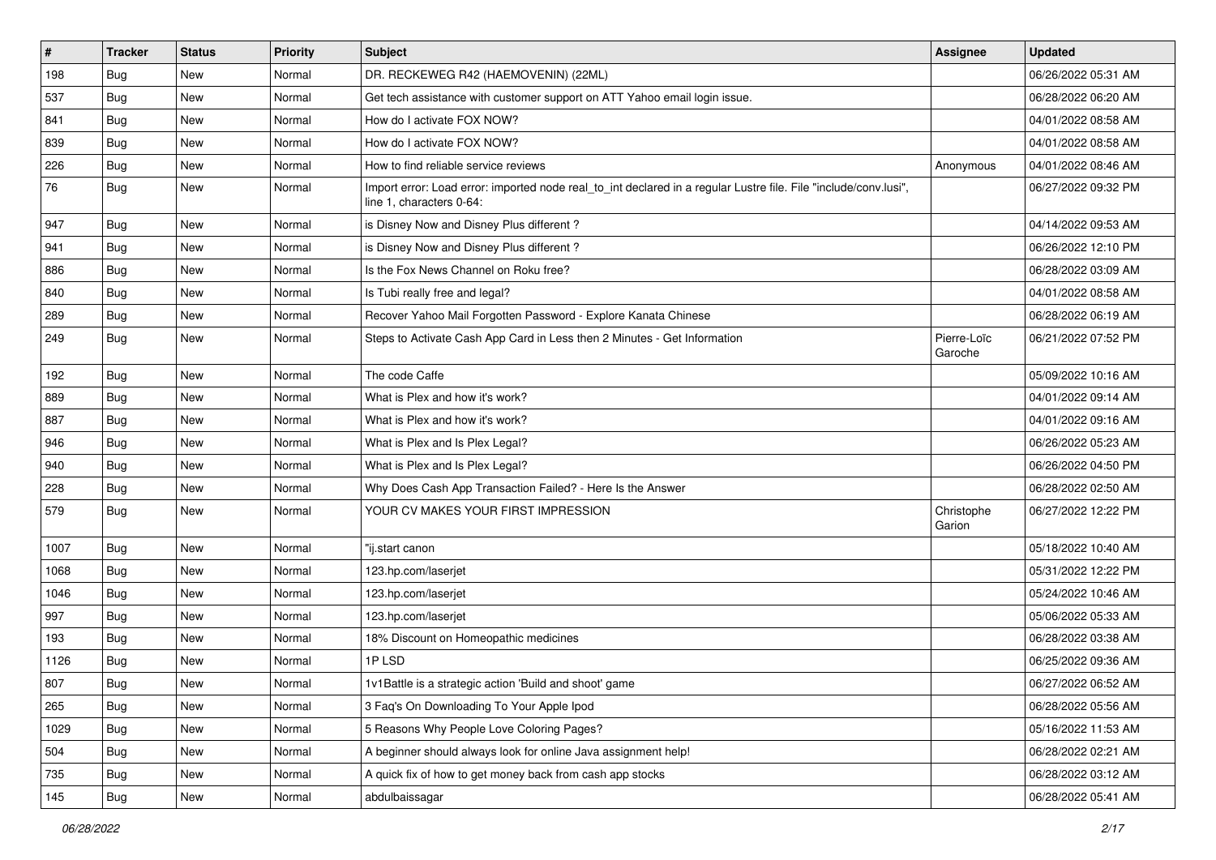| # | Tracker | Status | Priority | Subject | Assignee | Updated |
|---|---|---|---|---|---|---|
| 198 | Bug | New | Normal | DR. RECKEWEG R42 (HAEMOVENIN) (22ML) | | 06/26/2022 05:31 AM |
| 537 | Bug | New | Normal | Get tech assistance with customer support on ATT Yahoo email login issue. | | 06/28/2022 06:20 AM |
| 841 | Bug | New | Normal | How do I activate FOX NOW? | | 04/01/2022 08:58 AM |
| 839 | Bug | New | Normal | How do I activate FOX NOW? | | 04/01/2022 08:58 AM |
| 226 | Bug | New | Normal | How to find reliable service reviews | Anonymous | 04/01/2022 08:46 AM |
| 76 | Bug | New | Normal | Import error: Load error: imported node real_to_int declared in a regular Lustre file. File "include/conv.lusi", line 1, characters 0-64: | | 06/27/2022 09:32 PM |
| 947 | Bug | New | Normal | is Disney Now and Disney Plus different ? | | 04/14/2022 09:53 AM |
| 941 | Bug | New | Normal | is Disney Now and Disney Plus different ? | | 06/26/2022 12:10 PM |
| 886 | Bug | New | Normal | Is the Fox News Channel on Roku free? | | 06/28/2022 03:09 AM |
| 840 | Bug | New | Normal | Is Tubi really free and legal? | | 04/01/2022 08:58 AM |
| 289 | Bug | New | Normal | Recover Yahoo Mail Forgotten Password - Explore Kanata Chinese | | 06/28/2022 06:19 AM |
| 249 | Bug | New | Normal | Steps to Activate Cash App Card in Less then 2 Minutes - Get Information | Pierre-Loïc Garoche | 06/21/2022 07:52 PM |
| 192 | Bug | New | Normal | The code Caffe | | 05/09/2022 10:16 AM |
| 889 | Bug | New | Normal | What is Plex and how it's work? | | 04/01/2022 09:14 AM |
| 887 | Bug | New | Normal | What is Plex and how it's work? | | 04/01/2022 09:16 AM |
| 946 | Bug | New | Normal | What is Plex and Is Plex Legal? | | 06/26/2022 05:23 AM |
| 940 | Bug | New | Normal | What is Plex and Is Plex Legal? | | 06/26/2022 04:50 PM |
| 228 | Bug | New | Normal | Why Does Cash App Transaction Failed? - Here Is the Answer | | 06/28/2022 02:50 AM |
| 579 | Bug | New | Normal | YOUR CV MAKES YOUR FIRST IMPRESSION | Christophe Garion | 06/27/2022 12:22 PM |
| 1007 | Bug | New | Normal | "ij.start canon | | 05/18/2022 10:40 AM |
| 1068 | Bug | New | Normal | 123.hp.com/laserjet | | 05/31/2022 12:22 PM |
| 1046 | Bug | New | Normal | 123.hp.com/laserjet | | 05/24/2022 10:46 AM |
| 997 | Bug | New | Normal | 123.hp.com/laserjet | | 05/06/2022 05:33 AM |
| 193 | Bug | New | Normal | 18% Discount on Homeopathic medicines | | 06/28/2022 03:38 AM |
| 1126 | Bug | New | Normal | 1P LSD | | 06/25/2022 09:36 AM |
| 807 | Bug | New | Normal | 1v1Battle is a strategic action 'Build and shoot' game | | 06/27/2022 06:52 AM |
| 265 | Bug | New | Normal | 3 Faq's On Downloading To Your Apple Ipod | | 06/28/2022 05:56 AM |
| 1029 | Bug | New | Normal | 5 Reasons Why People Love Coloring Pages? | | 05/16/2022 11:53 AM |
| 504 | Bug | New | Normal | A beginner should always look for online Java assignment help! | | 06/28/2022 02:21 AM |
| 735 | Bug | New | Normal | A quick fix of how to get money back from cash app stocks | | 06/28/2022 03:12 AM |
| 145 | Bug | New | Normal | abdulbaissagar | | 06/28/2022 05:41 AM |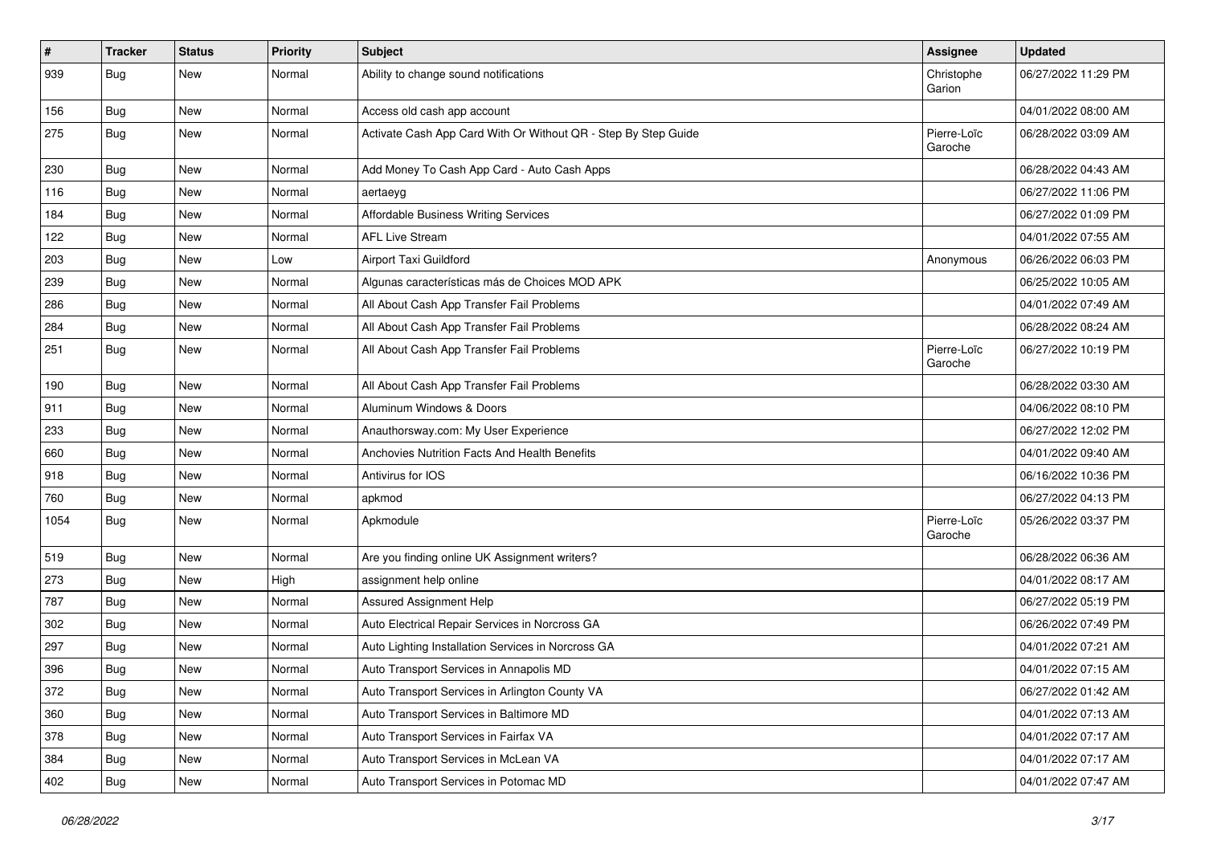| # | Tracker | Status | Priority | Subject | Assignee | Updated |
|---|---|---|---|---|---|---|
| 939 | Bug | New | Normal | Ability to change sound notifications | Christophe Garion | 06/27/2022 11:29 PM |
| 156 | Bug | New | Normal | Access old cash app account | | 04/01/2022 08:00 AM |
| 275 | Bug | New | Normal | Activate Cash App Card With Or Without QR - Step By Step Guide | Pierre-Loïc Garoche | 06/28/2022 03:09 AM |
| 230 | Bug | New | Normal | Add Money To Cash App Card - Auto Cash Apps | | 06/28/2022 04:43 AM |
| 116 | Bug | New | Normal | aertaeyg | | 06/27/2022 11:06 PM |
| 184 | Bug | New | Normal | Affordable Business Writing Services | | 06/27/2022 01:09 PM |
| 122 | Bug | New | Normal | AFL Live Stream | | 04/01/2022 07:55 AM |
| 203 | Bug | New | Low | Airport Taxi Guildford | Anonymous | 06/26/2022 06:03 PM |
| 239 | Bug | New | Normal | Algunas características más de Choices MOD APK | | 06/25/2022 10:05 AM |
| 286 | Bug | New | Normal | All About Cash App Transfer Fail Problems | | 04/01/2022 07:49 AM |
| 284 | Bug | New | Normal | All About Cash App Transfer Fail Problems | | 06/28/2022 08:24 AM |
| 251 | Bug | New | Normal | All About Cash App Transfer Fail Problems | Pierre-Loïc Garoche | 06/27/2022 10:19 PM |
| 190 | Bug | New | Normal | All About Cash App Transfer Fail Problems | | 06/28/2022 03:30 AM |
| 911 | Bug | New | Normal | Aluminum Windows & Doors | | 04/06/2022 08:10 PM |
| 233 | Bug | New | Normal | Anauthorsway.com: My User Experience | | 06/27/2022 12:02 PM |
| 660 | Bug | New | Normal | Anchovies Nutrition Facts And Health Benefits | | 04/01/2022 09:40 AM |
| 918 | Bug | New | Normal | Antivirus for IOS | | 06/16/2022 10:36 PM |
| 760 | Bug | New | Normal | apkmod | | 06/27/2022 04:13 PM |
| 1054 | Bug | New | Normal | Apkmodule | Pierre-Loïc Garoche | 05/26/2022 03:37 PM |
| 519 | Bug | New | Normal | Are you finding online UK Assignment writers? | | 06/28/2022 06:36 AM |
| 273 | Bug | New | High | assignment help online | | 04/01/2022 08:17 AM |
| 787 | Bug | New | Normal | Assured Assignment Help | | 06/27/2022 05:19 PM |
| 302 | Bug | New | Normal | Auto Electrical Repair Services in Norcross GA | | 06/26/2022 07:49 PM |
| 297 | Bug | New | Normal | Auto Lighting Installation Services in Norcross GA | | 04/01/2022 07:21 AM |
| 396 | Bug | New | Normal | Auto Transport Services in Annapolis MD | | 04/01/2022 07:15 AM |
| 372 | Bug | New | Normal | Auto Transport Services in Arlington County VA | | 06/27/2022 01:42 AM |
| 360 | Bug | New | Normal | Auto Transport Services in Baltimore MD | | 04/01/2022 07:13 AM |
| 378 | Bug | New | Normal | Auto Transport Services in Fairfax VA | | 04/01/2022 07:17 AM |
| 384 | Bug | New | Normal | Auto Transport Services in McLean VA | | 04/01/2022 07:17 AM |
| 402 | Bug | New | Normal | Auto Transport Services in Potomac MD | | 04/01/2022 07:47 AM |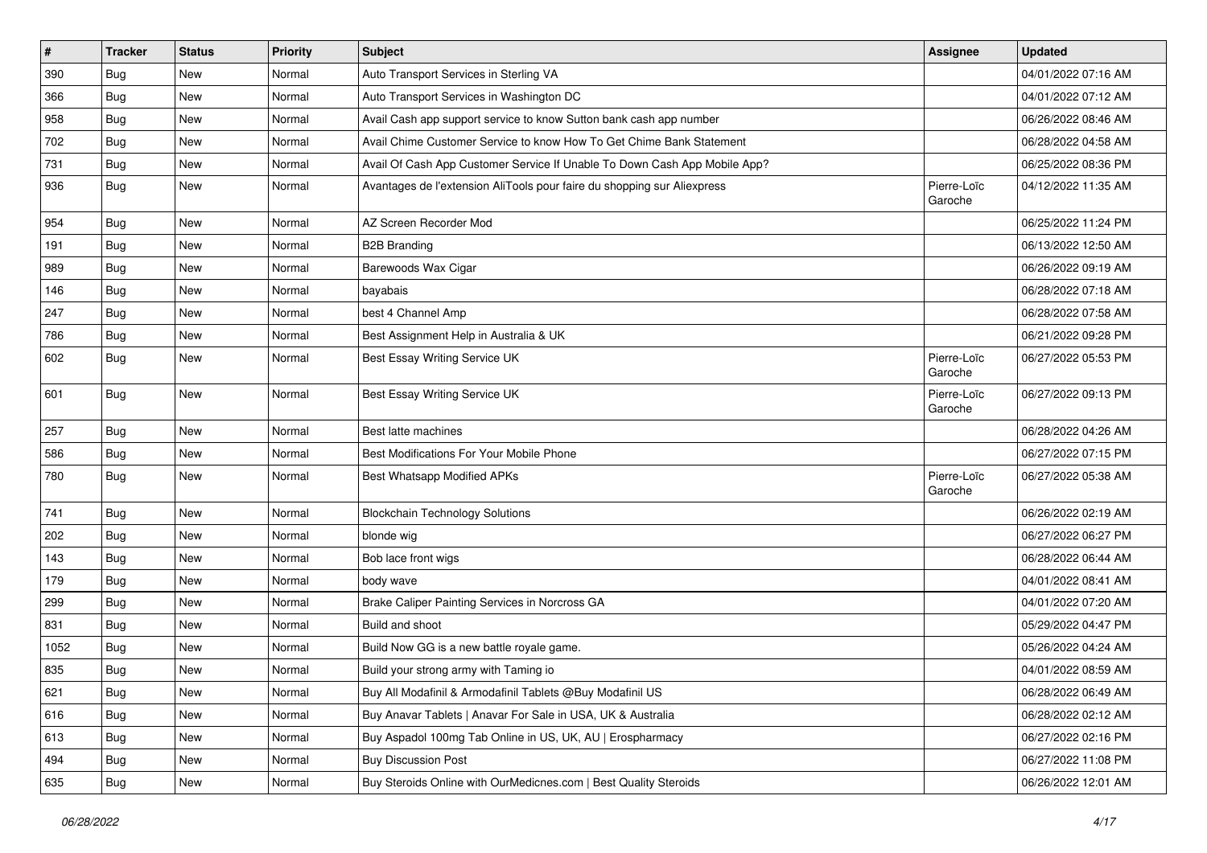| # | Tracker | Status | Priority | Subject | Assignee | Updated |
|---|---|---|---|---|---|---|
| 390 | Bug | New | Normal | Auto Transport Services in Sterling VA | | 04/01/2022 07:16 AM |
| 366 | Bug | New | Normal | Auto Transport Services in Washington DC | | 04/01/2022 07:12 AM |
| 958 | Bug | New | Normal | Avail Cash app support service to know Sutton bank cash app number | | 06/26/2022 08:46 AM |
| 702 | Bug | New | Normal | Avail Chime Customer Service to know How To Get Chime Bank Statement | | 06/28/2022 04:58 AM |
| 731 | Bug | New | Normal | Avail Of Cash App Customer Service If Unable To Down Cash App Mobile App? | | 06/25/2022 08:36 PM |
| 936 | Bug | New | Normal | Avantages de l'extension AliTools pour faire du shopping sur Aliexpress | Pierre-Loïc Garoche | 04/12/2022 11:35 AM |
| 954 | Bug | New | Normal | AZ Screen Recorder Mod | | 06/25/2022 11:24 PM |
| 191 | Bug | New | Normal | B2B Branding | | 06/13/2022 12:50 AM |
| 989 | Bug | New | Normal | Barewoods Wax Cigar | | 06/26/2022 09:19 AM |
| 146 | Bug | New | Normal | bayabais | | 06/28/2022 07:18 AM |
| 247 | Bug | New | Normal | best 4 Channel Amp | | 06/28/2022 07:58 AM |
| 786 | Bug | New | Normal | Best Assignment Help in Australia & UK | | 06/21/2022 09:28 PM |
| 602 | Bug | New | Normal | Best Essay Writing Service UK | Pierre-Loïc Garoche | 06/27/2022 05:53 PM |
| 601 | Bug | New | Normal | Best Essay Writing Service UK | Pierre-Loïc Garoche | 06/27/2022 09:13 PM |
| 257 | Bug | New | Normal | Best latte machines | | 06/28/2022 04:26 AM |
| 586 | Bug | New | Normal | Best Modifications For Your Mobile Phone | | 06/27/2022 07:15 PM |
| 780 | Bug | New | Normal | Best Whatsapp Modified APKs | Pierre-Loïc Garoche | 06/27/2022 05:38 AM |
| 741 | Bug | New | Normal | Blockchain Technology Solutions | | 06/26/2022 02:19 AM |
| 202 | Bug | New | Normal | blonde wig | | 06/27/2022 06:27 PM |
| 143 | Bug | New | Normal | Bob lace front wigs | | 06/28/2022 06:44 AM |
| 179 | Bug | New | Normal | body wave | | 04/01/2022 08:41 AM |
| 299 | Bug | New | Normal | Brake Caliper Painting Services in Norcross GA | | 04/01/2022 07:20 AM |
| 831 | Bug | New | Normal | Build and shoot | | 05/29/2022 04:47 PM |
| 1052 | Bug | New | Normal | Build Now GG is a new battle royale game. | | 05/26/2022 04:24 AM |
| 835 | Bug | New | Normal | Build your strong army with Taming io | | 04/01/2022 08:59 AM |
| 621 | Bug | New | Normal | Buy All Modafinil & Armodafinil Tablets @Buy Modafinil US | | 06/28/2022 06:49 AM |
| 616 | Bug | New | Normal | Buy Anavar Tablets \| Anavar For Sale in USA, UK & Australia | | 06/28/2022 02:12 AM |
| 613 | Bug | New | Normal | Buy Aspadol 100mg Tab Online in US, UK, AU \| Erospharmacy | | 06/27/2022 02:16 PM |
| 494 | Bug | New | Normal | Buy Discussion Post | | 06/27/2022 11:08 PM |
| 635 | Bug | New | Normal | Buy Steroids Online with OurMedicnes.com \| Best Quality Steroids | | 06/26/2022 12:01 AM |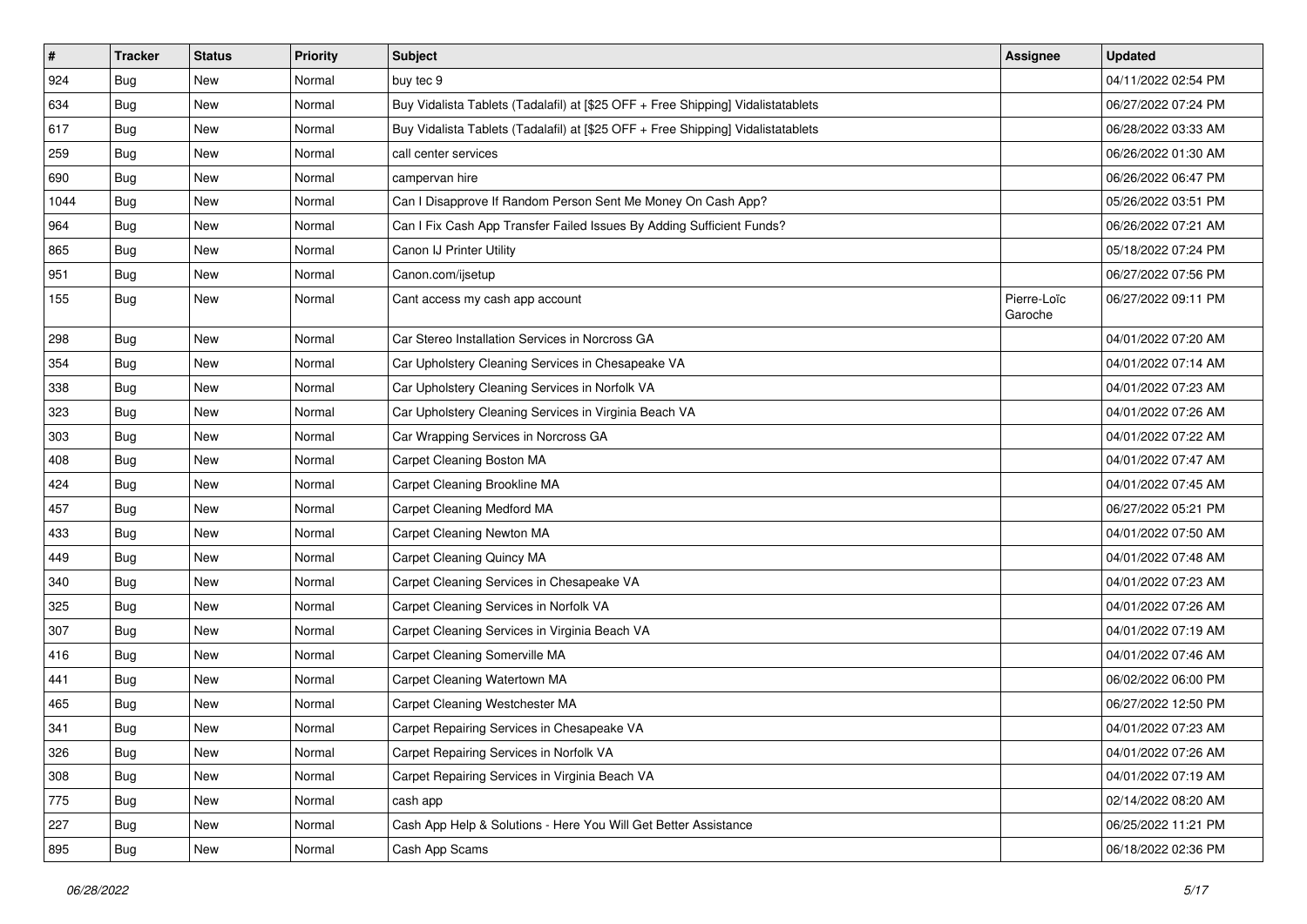| # | Tracker | Status | Priority | Subject | Assignee | Updated |
|---|---|---|---|---|---|---|
| 924 | Bug | New | Normal | buy tec 9 | | 04/11/2022 02:54 PM |
| 634 | Bug | New | Normal | Buy Vidalista Tablets (Tadalafil) at [$25 OFF + Free Shipping] Vidalistatablets | | 06/27/2022 07:24 PM |
| 617 | Bug | New | Normal | Buy Vidalista Tablets (Tadalafil) at [$25 OFF + Free Shipping] Vidalistatablets | | 06/28/2022 03:33 AM |
| 259 | Bug | New | Normal | call center services | | 06/26/2022 01:30 AM |
| 690 | Bug | New | Normal | campervan hire | | 06/26/2022 06:47 PM |
| 1044 | Bug | New | Normal | Can I Disapprove If Random Person Sent Me Money On Cash App? | | 05/26/2022 03:51 PM |
| 964 | Bug | New | Normal | Can I Fix Cash App Transfer Failed Issues By Adding Sufficient Funds? | | 06/26/2022 07:21 AM |
| 865 | Bug | New | Normal | Canon IJ Printer Utility | | 05/18/2022 07:24 PM |
| 951 | Bug | New | Normal | Canon.com/ijsetup | | 06/27/2022 07:56 PM |
| 155 | Bug | New | Normal | Cant access my cash app account | Pierre-Loïc Garoche | 06/27/2022 09:11 PM |
| 298 | Bug | New | Normal | Car Stereo Installation Services in Norcross GA | | 04/01/2022 07:20 AM |
| 354 | Bug | New | Normal | Car Upholstery Cleaning Services in Chesapeake VA | | 04/01/2022 07:14 AM |
| 338 | Bug | New | Normal | Car Upholstery Cleaning Services in Norfolk VA | | 04/01/2022 07:23 AM |
| 323 | Bug | New | Normal | Car Upholstery Cleaning Services in Virginia Beach VA | | 04/01/2022 07:26 AM |
| 303 | Bug | New | Normal | Car Wrapping Services in Norcross GA | | 04/01/2022 07:22 AM |
| 408 | Bug | New | Normal | Carpet Cleaning Boston MA | | 04/01/2022 07:47 AM |
| 424 | Bug | New | Normal | Carpet Cleaning Brookline MA | | 04/01/2022 07:45 AM |
| 457 | Bug | New | Normal | Carpet Cleaning Medford MA | | 06/27/2022 05:21 PM |
| 433 | Bug | New | Normal | Carpet Cleaning Newton MA | | 04/01/2022 07:50 AM |
| 449 | Bug | New | Normal | Carpet Cleaning Quincy MA | | 04/01/2022 07:48 AM |
| 340 | Bug | New | Normal | Carpet Cleaning Services in Chesapeake VA | | 04/01/2022 07:23 AM |
| 325 | Bug | New | Normal | Carpet Cleaning Services in Norfolk VA | | 04/01/2022 07:26 AM |
| 307 | Bug | New | Normal | Carpet Cleaning Services in Virginia Beach VA | | 04/01/2022 07:19 AM |
| 416 | Bug | New | Normal | Carpet Cleaning Somerville MA | | 04/01/2022 07:46 AM |
| 441 | Bug | New | Normal | Carpet Cleaning Watertown MA | | 06/02/2022 06:00 PM |
| 465 | Bug | New | Normal | Carpet Cleaning Westchester MA | | 06/27/2022 12:50 PM |
| 341 | Bug | New | Normal | Carpet Repairing Services in Chesapeake VA | | 04/01/2022 07:23 AM |
| 326 | Bug | New | Normal | Carpet Repairing Services in Norfolk VA | | 04/01/2022 07:26 AM |
| 308 | Bug | New | Normal | Carpet Repairing Services in Virginia Beach VA | | 04/01/2022 07:19 AM |
| 775 | Bug | New | Normal | cash app | | 02/14/2022 08:20 AM |
| 227 | Bug | New | Normal | Cash App Help & Solutions - Here You Will Get Better Assistance | | 06/25/2022 11:21 PM |
| 895 | Bug | New | Normal | Cash App Scams | | 06/18/2022 02:36 PM |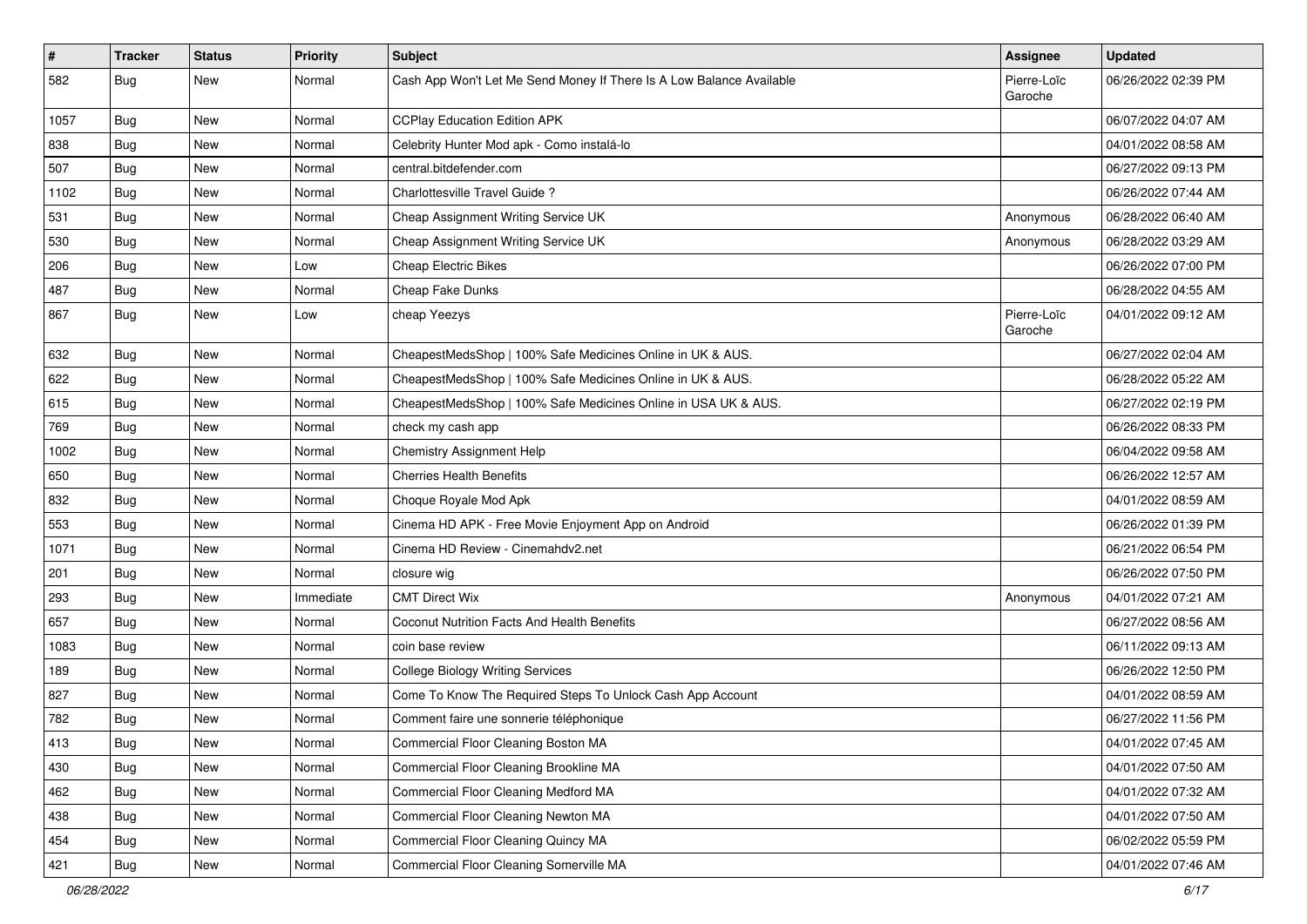| # | Tracker | Status | Priority | Subject | Assignee | Updated |
|---|---|---|---|---|---|---|
| 582 | Bug | New | Normal | Cash App Won't Let Me Send Money If There Is A Low Balance Available | Pierre-Loïc Garoche | 06/26/2022 02:39 PM |
| 1057 | Bug | New | Normal | CCPlay Education Edition APK | | 06/07/2022 04:07 AM |
| 838 | Bug | New | Normal | Celebrity Hunter Mod apk - Como instalá-lo | | 04/01/2022 08:58 AM |
| 507 | Bug | New | Normal | central.bitdefender.com | | 06/27/2022 09:13 PM |
| 1102 | Bug | New | Normal | Charlottesville Travel Guide ? | | 06/26/2022 07:44 AM |
| 531 | Bug | New | Normal | Cheap Assignment Writing Service UK | Anonymous | 06/28/2022 06:40 AM |
| 530 | Bug | New | Normal | Cheap Assignment Writing Service UK | Anonymous | 06/28/2022 03:29 AM |
| 206 | Bug | New | Low | Cheap Electric Bikes | | 06/26/2022 07:00 PM |
| 487 | Bug | New | Normal | Cheap Fake Dunks | | 06/28/2022 04:55 AM |
| 867 | Bug | New | Low | cheap Yeezys | Pierre-Loïc Garoche | 04/01/2022 09:12 AM |
| 632 | Bug | New | Normal | CheapestMedsShop \| 100% Safe Medicines Online in UK & AUS. | | 06/27/2022 02:04 AM |
| 622 | Bug | New | Normal | CheapestMedsShop \| 100% Safe Medicines Online in UK & AUS. | | 06/28/2022 05:22 AM |
| 615 | Bug | New | Normal | CheapestMedsShop \| 100% Safe Medicines Online in USA UK & AUS. | | 06/27/2022 02:19 PM |
| 769 | Bug | New | Normal | check my cash app | | 06/26/2022 08:33 PM |
| 1002 | Bug | New | Normal | Chemistry Assignment Help | | 06/04/2022 09:58 AM |
| 650 | Bug | New | Normal | Cherries Health Benefits | | 06/26/2022 12:57 AM |
| 832 | Bug | New | Normal | Choque Royale Mod Apk | | 04/01/2022 08:59 AM |
| 553 | Bug | New | Normal | Cinema HD APK - Free Movie Enjoyment App on Android | | 06/26/2022 01:39 PM |
| 1071 | Bug | New | Normal | Cinema HD Review - Cinemahdv2.net | | 06/21/2022 06:54 PM |
| 201 | Bug | New | Normal | closure wig | | 06/26/2022 07:50 PM |
| 293 | Bug | New | Immediate | CMT Direct Wix | Anonymous | 04/01/2022 07:21 AM |
| 657 | Bug | New | Normal | Coconut Nutrition Facts And Health Benefits | | 06/27/2022 08:56 AM |
| 1083 | Bug | New | Normal | coin base review | | 06/11/2022 09:13 AM |
| 189 | Bug | New | Normal | College Biology Writing Services | | 06/26/2022 12:50 PM |
| 827 | Bug | New | Normal | Come To Know The Required Steps To Unlock Cash App Account | | 04/01/2022 08:59 AM |
| 782 | Bug | New | Normal | Comment faire une sonnerie téléphonique | | 06/27/2022 11:56 PM |
| 413 | Bug | New | Normal | Commercial Floor Cleaning Boston MA | | 04/01/2022 07:45 AM |
| 430 | Bug | New | Normal | Commercial Floor Cleaning Brookline MA | | 04/01/2022 07:50 AM |
| 462 | Bug | New | Normal | Commercial Floor Cleaning Medford MA | | 04/01/2022 07:32 AM |
| 438 | Bug | New | Normal | Commercial Floor Cleaning Newton MA | | 04/01/2022 07:50 AM |
| 454 | Bug | New | Normal | Commercial Floor Cleaning Quincy MA | | 06/02/2022 05:59 PM |
| 421 | Bug | New | Normal | Commercial Floor Cleaning Somerville MA | | 04/01/2022 07:46 AM |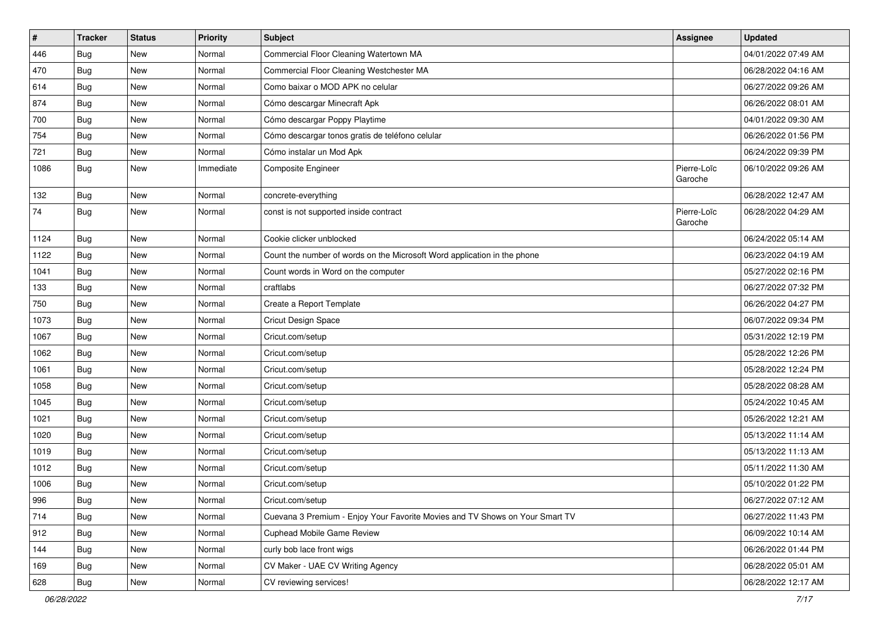| # | Tracker | Status | Priority | Subject | Assignee | Updated |
|---|---|---|---|---|---|---|
| 446 | Bug | New | Normal | Commercial Floor Cleaning Watertown MA | | 04/01/2022 07:49 AM |
| 470 | Bug | New | Normal | Commercial Floor Cleaning Westchester MA | | 06/28/2022 04:16 AM |
| 614 | Bug | New | Normal | Como baixar o MOD APK no celular | | 06/27/2022 09:26 AM |
| 874 | Bug | New | Normal | Cómo descargar Minecraft Apk | | 06/26/2022 08:01 AM |
| 700 | Bug | New | Normal | Cómo descargar Poppy Playtime | | 04/01/2022 09:30 AM |
| 754 | Bug | New | Normal | Cómo descargar tonos gratis de teléfono celular | | 06/26/2022 01:56 PM |
| 721 | Bug | New | Normal | Cómo instalar un Mod Apk | | 06/24/2022 09:39 PM |
| 1086 | Bug | New | Immediate | Composite Engineer | Pierre-Loïc Garoche | 06/10/2022 09:26 AM |
| 132 | Bug | New | Normal | concrete-everything | | 06/28/2022 12:47 AM |
| 74 | Bug | New | Normal | const is not supported inside contract | Pierre-Loïc Garoche | 06/28/2022 04:29 AM |
| 1124 | Bug | New | Normal | Cookie clicker unblocked | | 06/24/2022 05:14 AM |
| 1122 | Bug | New | Normal | Count the number of words on the Microsoft Word application in the phone | | 06/23/2022 04:19 AM |
| 1041 | Bug | New | Normal | Count words in Word on the computer | | 05/27/2022 02:16 PM |
| 133 | Bug | New | Normal | craftlabs | | 06/27/2022 07:32 PM |
| 750 | Bug | New | Normal | Create a Report Template | | 06/26/2022 04:27 PM |
| 1073 | Bug | New | Normal | Cricut Design Space | | 06/07/2022 09:34 PM |
| 1067 | Bug | New | Normal | Cricut.com/setup | | 05/31/2022 12:19 PM |
| 1062 | Bug | New | Normal | Cricut.com/setup | | 05/28/2022 12:26 PM |
| 1061 | Bug | New | Normal | Cricut.com/setup | | 05/28/2022 12:24 PM |
| 1058 | Bug | New | Normal | Cricut.com/setup | | 05/28/2022 08:28 AM |
| 1045 | Bug | New | Normal | Cricut.com/setup | | 05/24/2022 10:45 AM |
| 1021 | Bug | New | Normal | Cricut.com/setup | | 05/26/2022 12:21 AM |
| 1020 | Bug | New | Normal | Cricut.com/setup | | 05/13/2022 11:14 AM |
| 1019 | Bug | New | Normal | Cricut.com/setup | | 05/13/2022 11:13 AM |
| 1012 | Bug | New | Normal | Cricut.com/setup | | 05/11/2022 11:30 AM |
| 1006 | Bug | New | Normal | Cricut.com/setup | | 05/10/2022 01:22 PM |
| 996 | Bug | New | Normal | Cricut.com/setup | | 06/27/2022 07:12 AM |
| 714 | Bug | New | Normal | Cuevana 3 Premium - Enjoy Your Favorite Movies and TV Shows on Your Smart TV | | 06/27/2022 11:43 PM |
| 912 | Bug | New | Normal | Cuphead Mobile Game Review | | 06/09/2022 10:14 AM |
| 144 | Bug | New | Normal | curly bob lace front wigs | | 06/26/2022 01:44 PM |
| 169 | Bug | New | Normal | CV Maker - UAE CV Writing Agency | | 06/28/2022 05:01 AM |
| 628 | Bug | New | Normal | CV reviewing services! | | 06/28/2022 12:17 AM |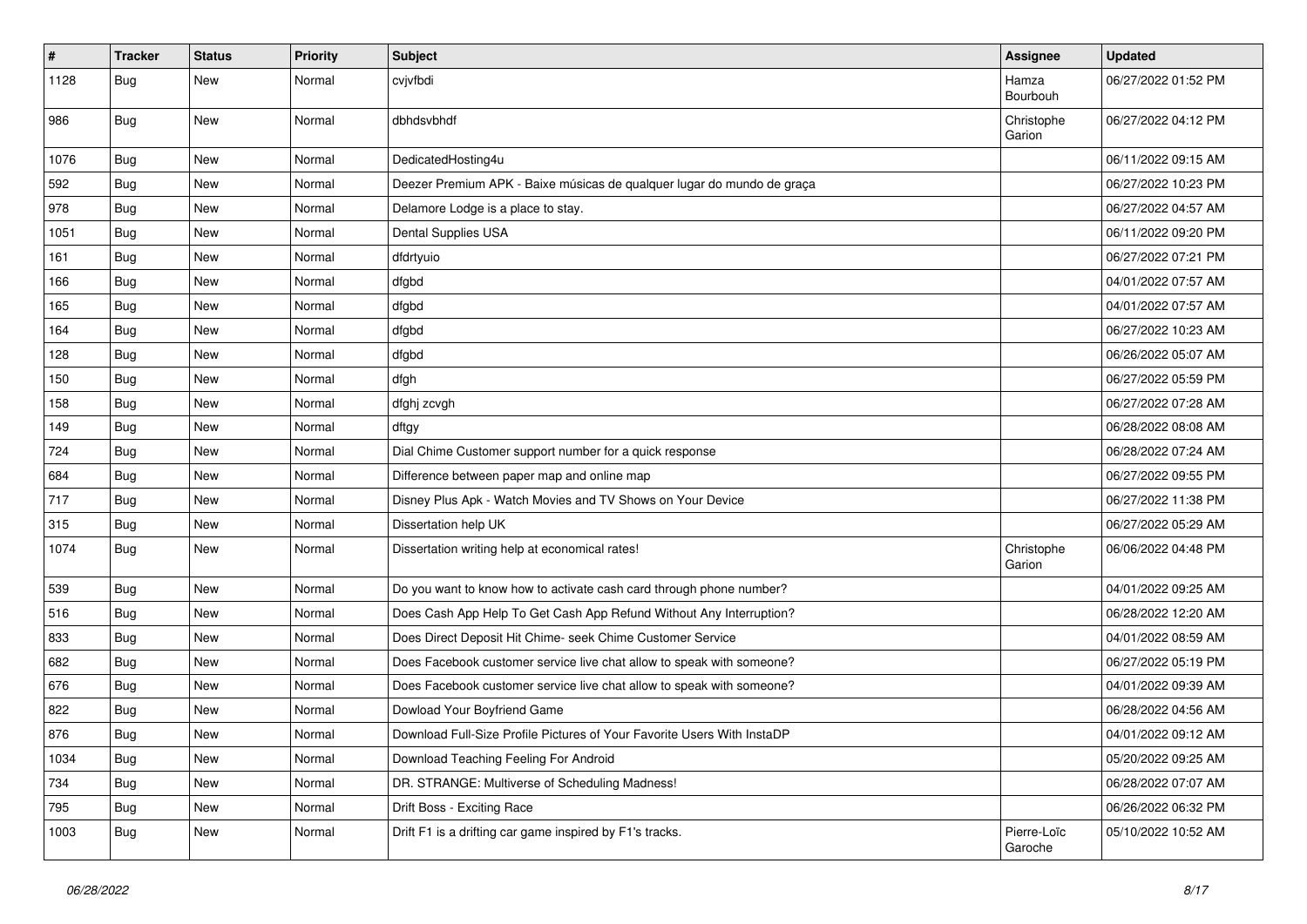| # | Tracker | Status | Priority | Subject | Assignee | Updated |
| --- | --- | --- | --- | --- | --- | --- |
| 1128 | Bug | New | Normal | cvjvfbdi | Hamza Bourbouh | 06/27/2022 01:52 PM |
| 986 | Bug | New | Normal | dbhdsvbhdf | Christophe Garion | 06/27/2022 04:12 PM |
| 1076 | Bug | New | Normal | DedicatedHosting4u | | 06/11/2022 09:15 AM |
| 592 | Bug | New | Normal | Deezer Premium APK - Baixe músicas de qualquer lugar do mundo de graça | | 06/27/2022 10:23 PM |
| 978 | Bug | New | Normal | Delamore Lodge is a place to stay. | | 06/27/2022 04:57 AM |
| 1051 | Bug | New | Normal | Dental Supplies USA | | 06/11/2022 09:20 PM |
| 161 | Bug | New | Normal | dfdrtyuio | | 06/27/2022 07:21 PM |
| 166 | Bug | New | Normal | dfgbd | | 04/01/2022 07:57 AM |
| 165 | Bug | New | Normal | dfgbd | | 04/01/2022 07:57 AM |
| 164 | Bug | New | Normal | dfgbd | | 06/27/2022 10:23 AM |
| 128 | Bug | New | Normal | dfgbd | | 06/26/2022 05:07 AM |
| 150 | Bug | New | Normal | dfgh | | 06/27/2022 05:59 PM |
| 158 | Bug | New | Normal | dfghj zcvgh | | 06/27/2022 07:28 AM |
| 149 | Bug | New | Normal | dftgy | | 06/28/2022 08:08 AM |
| 724 | Bug | New | Normal | Dial Chime Customer support number for a quick response | | 06/28/2022 07:24 AM |
| 684 | Bug | New | Normal | Difference between paper map and online map | | 06/27/2022 09:55 PM |
| 717 | Bug | New | Normal | Disney Plus Apk - Watch Movies and TV Shows on Your Device | | 06/27/2022 11:38 PM |
| 315 | Bug | New | Normal | Dissertation help UK | | 06/27/2022 05:29 AM |
| 1074 | Bug | New | Normal | Dissertation writing help at economical rates! | Christophe Garion | 06/06/2022 04:48 PM |
| 539 | Bug | New | Normal | Do you want to know how to activate cash card through phone number? | | 04/01/2022 09:25 AM |
| 516 | Bug | New | Normal | Does Cash App Help To Get Cash App Refund Without Any Interruption? | | 06/28/2022 12:20 AM |
| 833 | Bug | New | Normal | Does Direct Deposit Hit Chime- seek Chime Customer Service | | 04/01/2022 08:59 AM |
| 682 | Bug | New | Normal | Does Facebook customer service live chat allow to speak with someone? | | 06/27/2022 05:19 PM |
| 676 | Bug | New | Normal | Does Facebook customer service live chat allow to speak with someone? | | 04/01/2022 09:39 AM |
| 822 | Bug | New | Normal | Dowload Your Boyfriend Game | | 06/28/2022 04:56 AM |
| 876 | Bug | New | Normal | Download Full-Size Profile Pictures of Your Favorite Users With InstaDP | | 04/01/2022 09:12 AM |
| 1034 | Bug | New | Normal | Download Teaching Feeling For Android | | 05/20/2022 09:25 AM |
| 734 | Bug | New | Normal | DR. STRANGE: Multiverse of Scheduling Madness! | | 06/28/2022 07:07 AM |
| 795 | Bug | New | Normal | Drift Boss - Exciting Race | | 06/26/2022 06:32 PM |
| 1003 | Bug | New | Normal | Drift F1 is a drifting car game inspired by F1's tracks. | Pierre-Loïc Garoche | 05/10/2022 10:52 AM |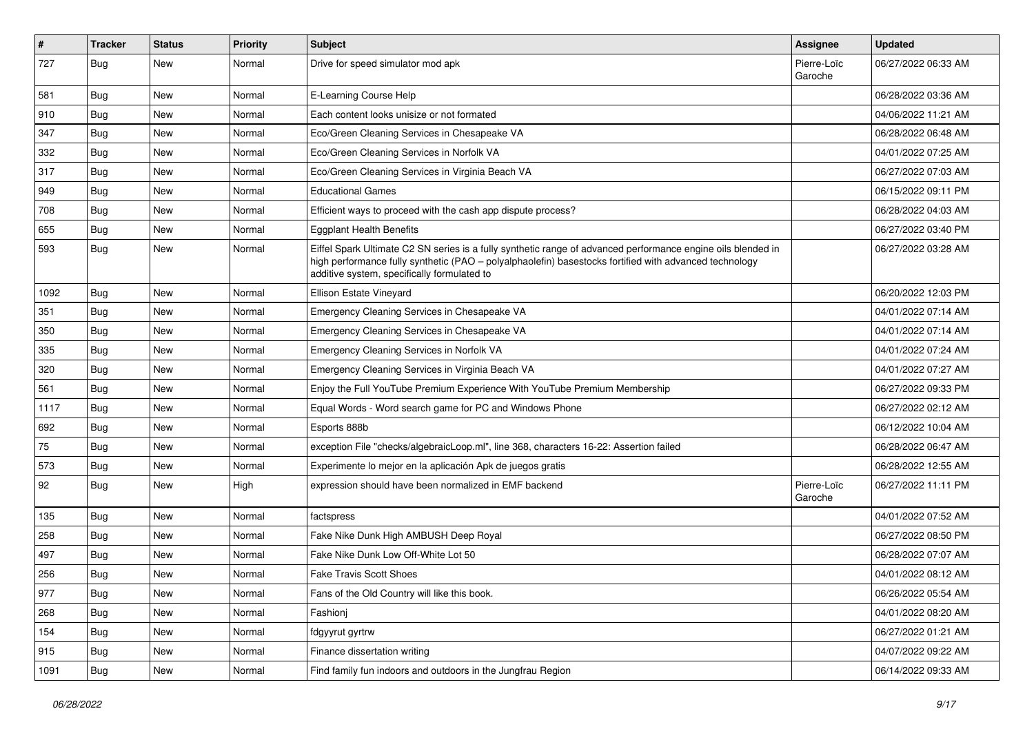| # | Tracker | Status | Priority | Subject | Assignee | Updated |
|---|---|---|---|---|---|---|
| 727 | Bug | New | Normal | Drive for speed simulator mod apk | Pierre-Loïc Garoche | 06/27/2022 06:33 AM |
| 581 | Bug | New | Normal | E-Learning Course Help | | 06/28/2022 03:36 AM |
| 910 | Bug | New | Normal | Each content looks unisize or not formated | | 04/06/2022 11:21 AM |
| 347 | Bug | New | Normal | Eco/Green Cleaning Services in Chesapeake VA | | 06/28/2022 06:48 AM |
| 332 | Bug | New | Normal | Eco/Green Cleaning Services in Norfolk VA | | 04/01/2022 07:25 AM |
| 317 | Bug | New | Normal | Eco/Green Cleaning Services in Virginia Beach VA | | 06/27/2022 07:03 AM |
| 949 | Bug | New | Normal | Educational Games | | 06/15/2022 09:11 PM |
| 708 | Bug | New | Normal | Efficient ways to proceed with the cash app dispute process? | | 06/28/2022 04:03 AM |
| 655 | Bug | New | Normal | Eggplant Health Benefits | | 06/27/2022 03:40 PM |
| 593 | Bug | New | Normal | Eiffel Spark Ultimate C2 SN series is a fully synthetic range of advanced performance engine oils blended in high performance fully synthetic (PAO – polyalphaolefin) basestocks fortified with advanced technology additive system, specifically formulated to | | 06/27/2022 03:28 AM |
| 1092 | Bug | New | Normal | Ellison Estate Vineyard | | 06/20/2022 12:03 PM |
| 351 | Bug | New | Normal | Emergency Cleaning Services in Chesapeake VA | | 04/01/2022 07:14 AM |
| 350 | Bug | New | Normal | Emergency Cleaning Services in Chesapeake VA | | 04/01/2022 07:14 AM |
| 335 | Bug | New | Normal | Emergency Cleaning Services in Norfolk VA | | 04/01/2022 07:24 AM |
| 320 | Bug | New | Normal | Emergency Cleaning Services in Virginia Beach VA | | 04/01/2022 07:27 AM |
| 561 | Bug | New | Normal | Enjoy the Full YouTube Premium Experience With YouTube Premium Membership | | 06/27/2022 09:33 PM |
| 1117 | Bug | New | Normal | Equal Words - Word search game for PC and Windows Phone | | 06/27/2022 02:12 AM |
| 692 | Bug | New | Normal | Esports 888b | | 06/12/2022 10:04 AM |
| 75 | Bug | New | Normal | exception File "checks/algebraicLoop.ml", line 368, characters 16-22: Assertion failed | | 06/28/2022 06:47 AM |
| 573 | Bug | New | Normal | Experimente lo mejor en la aplicación Apk de juegos gratis | | 06/28/2022 12:55 AM |
| 92 | Bug | New | High | expression should have been normalized in EMF backend | Pierre-Loïc Garoche | 06/27/2022 11:11 PM |
| 135 | Bug | New | Normal | factspress | | 04/01/2022 07:52 AM |
| 258 | Bug | New | Normal | Fake Nike Dunk High AMBUSH Deep Royal | | 06/27/2022 08:50 PM |
| 497 | Bug | New | Normal | Fake Nike Dunk Low Off-White Lot 50 | | 06/28/2022 07:07 AM |
| 256 | Bug | New | Normal | Fake Travis Scott Shoes | | 04/01/2022 08:12 AM |
| 977 | Bug | New | Normal | Fans of the Old Country will like this book. | | 06/26/2022 05:54 AM |
| 268 | Bug | New | Normal | Fashionj | | 04/01/2022 08:20 AM |
| 154 | Bug | New | Normal | fdgyyrut gyrtrw | | 06/27/2022 01:21 AM |
| 915 | Bug | New | Normal | Finance dissertation writing | | 04/07/2022 09:22 AM |
| 1091 | Bug | New | Normal | Find family fun indoors and outdoors in the Jungfrau Region | | 06/14/2022 09:33 AM |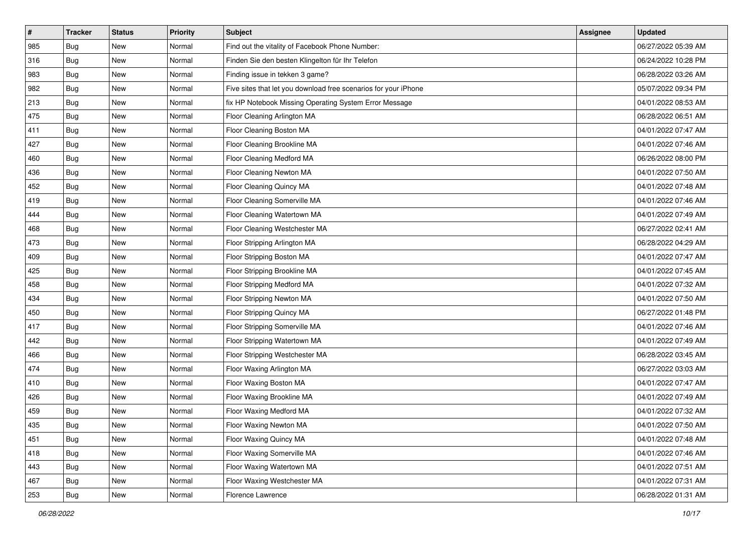| # | Tracker | Status | Priority | Subject | Assignee | Updated |
| --- | --- | --- | --- | --- | --- | --- |
| 985 | Bug | New | Normal | Find out the vitality of Facebook Phone Number: | | 06/27/2022 05:39 AM |
| 316 | Bug | New | Normal | Finden Sie den besten Klingelton für Ihr Telefon | | 06/24/2022 10:28 PM |
| 983 | Bug | New | Normal | Finding issue in tekken 3 game? | | 06/28/2022 03:26 AM |
| 982 | Bug | New | Normal | Five sites that let you download free scenarios for your iPhone | | 05/07/2022 09:34 PM |
| 213 | Bug | New | Normal | fix HP Notebook Missing Operating System Error Message | | 04/01/2022 08:53 AM |
| 475 | Bug | New | Normal | Floor Cleaning Arlington MA | | 06/28/2022 06:51 AM |
| 411 | Bug | New | Normal | Floor Cleaning Boston MA | | 04/01/2022 07:47 AM |
| 427 | Bug | New | Normal | Floor Cleaning Brookline MA | | 04/01/2022 07:46 AM |
| 460 | Bug | New | Normal | Floor Cleaning Medford MA | | 06/26/2022 08:00 PM |
| 436 | Bug | New | Normal | Floor Cleaning Newton MA | | 04/01/2022 07:50 AM |
| 452 | Bug | New | Normal | Floor Cleaning Quincy MA | | 04/01/2022 07:48 AM |
| 419 | Bug | New | Normal | Floor Cleaning Somerville MA | | 04/01/2022 07:46 AM |
| 444 | Bug | New | Normal | Floor Cleaning Watertown MA | | 04/01/2022 07:49 AM |
| 468 | Bug | New | Normal | Floor Cleaning Westchester MA | | 06/27/2022 02:41 AM |
| 473 | Bug | New | Normal | Floor Stripping Arlington MA | | 06/28/2022 04:29 AM |
| 409 | Bug | New | Normal | Floor Stripping Boston MA | | 04/01/2022 07:47 AM |
| 425 | Bug | New | Normal | Floor Stripping Brookline MA | | 04/01/2022 07:45 AM |
| 458 | Bug | New | Normal | Floor Stripping Medford MA | | 04/01/2022 07:32 AM |
| 434 | Bug | New | Normal | Floor Stripping Newton MA | | 04/01/2022 07:50 AM |
| 450 | Bug | New | Normal | Floor Stripping Quincy MA | | 06/27/2022 01:48 PM |
| 417 | Bug | New | Normal | Floor Stripping Somerville MA | | 04/01/2022 07:46 AM |
| 442 | Bug | New | Normal | Floor Stripping Watertown MA | | 04/01/2022 07:49 AM |
| 466 | Bug | New | Normal | Floor Stripping Westchester MA | | 06/28/2022 03:45 AM |
| 474 | Bug | New | Normal | Floor Waxing Arlington MA | | 06/27/2022 03:03 AM |
| 410 | Bug | New | Normal | Floor Waxing Boston MA | | 04/01/2022 07:47 AM |
| 426 | Bug | New | Normal | Floor Waxing Brookline MA | | 04/01/2022 07:49 AM |
| 459 | Bug | New | Normal | Floor Waxing Medford MA | | 04/01/2022 07:32 AM |
| 435 | Bug | New | Normal | Floor Waxing Newton MA | | 04/01/2022 07:50 AM |
| 451 | Bug | New | Normal | Floor Waxing Quincy MA | | 04/01/2022 07:48 AM |
| 418 | Bug | New | Normal | Floor Waxing Somerville MA | | 04/01/2022 07:46 AM |
| 443 | Bug | New | Normal | Floor Waxing Watertown MA | | 04/01/2022 07:51 AM |
| 467 | Bug | New | Normal | Floor Waxing Westchester MA | | 04/01/2022 07:31 AM |
| 253 | Bug | New | Normal | Florence Lawrence | | 06/28/2022 01:31 AM |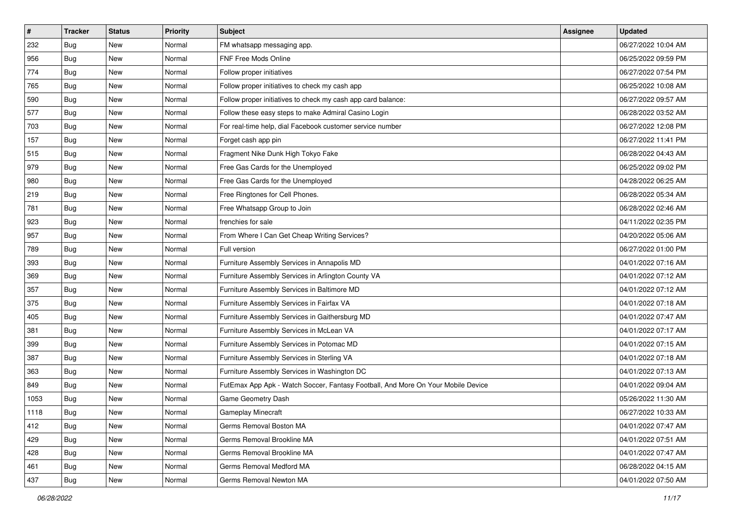| # | Tracker | Status | Priority | Subject | Assignee | Updated |
|---|---|---|---|---|---|---|
| 232 | Bug | New | Normal | FM whatsapp messaging app. | | 06/27/2022 10:04 AM |
| 956 | Bug | New | Normal | FNF Free Mods Online | | 06/25/2022 09:59 PM |
| 774 | Bug | New | Normal | Follow proper initiatives | | 06/27/2022 07:54 PM |
| 765 | Bug | New | Normal | Follow proper initiatives to check my cash app | | 06/25/2022 10:08 AM |
| 590 | Bug | New | Normal | Follow proper initiatives to check my cash app card balance: | | 06/27/2022 09:57 AM |
| 577 | Bug | New | Normal | Follow these easy steps to make Admiral Casino Login | | 06/28/2022 03:52 AM |
| 703 | Bug | New | Normal | For real-time help, dial Facebook customer service number | | 06/27/2022 12:08 PM |
| 157 | Bug | New | Normal | Forget cash app pin | | 06/27/2022 11:41 PM |
| 515 | Bug | New | Normal | Fragment Nike Dunk High Tokyo Fake | | 06/28/2022 04:43 AM |
| 979 | Bug | New | Normal | Free Gas Cards for the Unemployed | | 06/25/2022 09:02 PM |
| 980 | Bug | New | Normal | Free Gas Cards for the Unemployed | | 04/28/2022 06:25 AM |
| 219 | Bug | New | Normal | Free Ringtones for Cell Phones. | | 06/28/2022 05:34 AM |
| 781 | Bug | New | Normal | Free Whatsapp Group to Join | | 06/28/2022 02:46 AM |
| 923 | Bug | New | Normal | frenchies for sale | | 04/11/2022 02:35 PM |
| 957 | Bug | New | Normal | From Where I Can Get Cheap Writing Services? | | 04/20/2022 05:06 AM |
| 789 | Bug | New | Normal | Full version | | 06/27/2022 01:00 PM |
| 393 | Bug | New | Normal | Furniture Assembly Services in Annapolis MD | | 04/01/2022 07:16 AM |
| 369 | Bug | New | Normal | Furniture Assembly Services in Arlington County VA | | 04/01/2022 07:12 AM |
| 357 | Bug | New | Normal | Furniture Assembly Services in Baltimore MD | | 04/01/2022 07:12 AM |
| 375 | Bug | New | Normal | Furniture Assembly Services in Fairfax VA | | 04/01/2022 07:18 AM |
| 405 | Bug | New | Normal | Furniture Assembly Services in Gaithersburg MD | | 04/01/2022 07:47 AM |
| 381 | Bug | New | Normal | Furniture Assembly Services in McLean VA | | 04/01/2022 07:17 AM |
| 399 | Bug | New | Normal | Furniture Assembly Services in Potomac MD | | 04/01/2022 07:15 AM |
| 387 | Bug | New | Normal | Furniture Assembly Services in Sterling VA | | 04/01/2022 07:18 AM |
| 363 | Bug | New | Normal | Furniture Assembly Services in Washington DC | | 04/01/2022 07:13 AM |
| 849 | Bug | New | Normal | FutEmax App Apk - Watch Soccer, Fantasy Football, And More On Your Mobile Device | | 04/01/2022 09:04 AM |
| 1053 | Bug | New | Normal | Game Geometry Dash | | 05/26/2022 11:30 AM |
| 1118 | Bug | New | Normal | Gameplay Minecraft | | 06/27/2022 10:33 AM |
| 412 | Bug | New | Normal | Germs Removal Boston MA | | 04/01/2022 07:47 AM |
| 429 | Bug | New | Normal | Germs Removal Brookline MA | | 04/01/2022 07:51 AM |
| 428 | Bug | New | Normal | Germs Removal Brookline MA | | 04/01/2022 07:47 AM |
| 461 | Bug | New | Normal | Germs Removal Medford MA | | 06/28/2022 04:15 AM |
| 437 | Bug | New | Normal | Germs Removal Newton MA | | 04/01/2022 07:50 AM |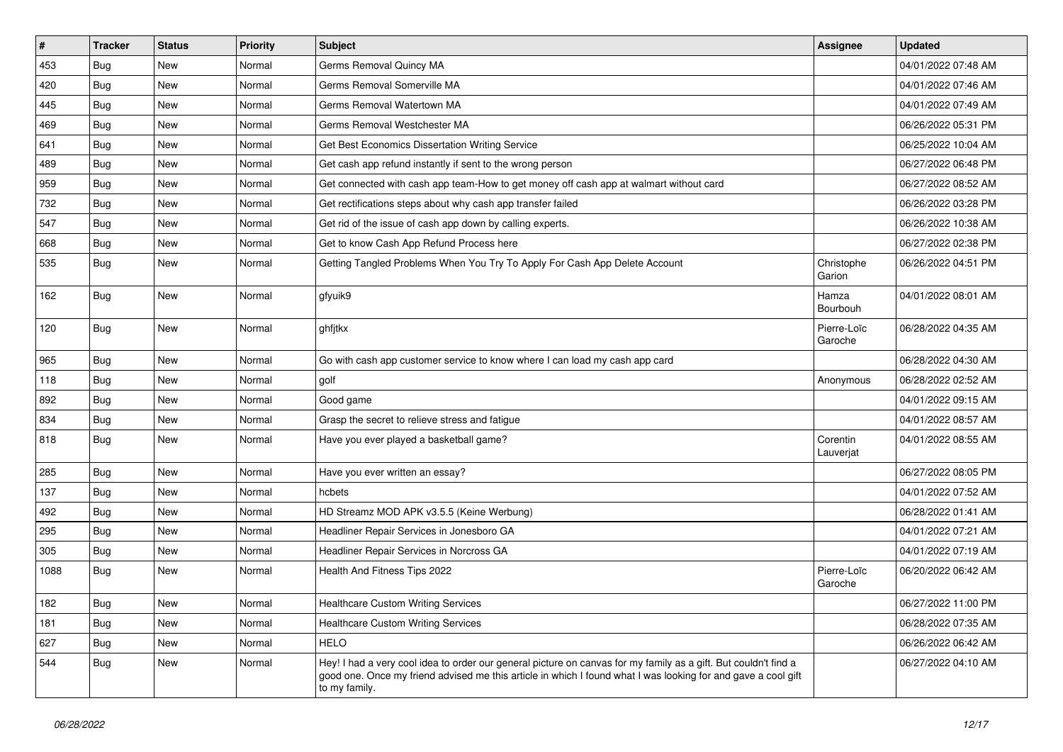| # | Tracker | Status | Priority | Subject | Assignee | Updated |
|---|---|---|---|---|---|---|
| 453 | Bug | New | Normal | Germs Removal Quincy MA | | 04/01/2022 07:48 AM |
| 420 | Bug | New | Normal | Germs Removal Somerville MA | | 04/01/2022 07:46 AM |
| 445 | Bug | New | Normal | Germs Removal Watertown MA | | 04/01/2022 07:49 AM |
| 469 | Bug | New | Normal | Germs Removal Westchester MA | | 06/26/2022 05:31 PM |
| 641 | Bug | New | Normal | Get Best Economics Dissertation Writing Service | | 06/25/2022 10:04 AM |
| 489 | Bug | New | Normal | Get cash app refund instantly if sent to the wrong person | | 06/27/2022 06:48 PM |
| 959 | Bug | New | Normal | Get connected with cash app team-How to get money off cash app at walmart without card | | 06/27/2022 08:52 AM |
| 732 | Bug | New | Normal | Get rectifications steps about why cash app transfer failed | | 06/26/2022 03:28 PM |
| 547 | Bug | New | Normal | Get rid of the issue of cash app down by calling experts. | | 06/26/2022 10:38 AM |
| 668 | Bug | New | Normal | Get to know Cash App Refund Process here | | 06/27/2022 02:38 PM |
| 535 | Bug | New | Normal | Getting Tangled Problems When You Try To Apply For Cash App Delete Account | Christophe Garion | 06/26/2022 04:51 PM |
| 162 | Bug | New | Normal | gfyuik9 | Hamza Bourbouh | 04/01/2022 08:01 AM |
| 120 | Bug | New | Normal | ghfjtkx | Pierre-Loïc Garoche | 06/28/2022 04:35 AM |
| 965 | Bug | New | Normal | Go with cash app customer service to know where I can load my cash app card | | 06/28/2022 04:30 AM |
| 118 | Bug | New | Normal | golf | Anonymous | 06/28/2022 02:52 AM |
| 892 | Bug | New | Normal | Good game | | 04/01/2022 09:15 AM |
| 834 | Bug | New | Normal | Grasp the secret to relieve stress and fatigue | | 04/01/2022 08:57 AM |
| 818 | Bug | New | Normal | Have you ever played a basketball game? | Corentin Lauverjat | 04/01/2022 08:55 AM |
| 285 | Bug | New | Normal | Have you ever written an essay? | | 06/27/2022 08:05 PM |
| 137 | Bug | New | Normal | hcbets | | 04/01/2022 07:52 AM |
| 492 | Bug | New | Normal | HD Streamz MOD APK v3.5.5 (Keine Werbung) | | 06/28/2022 01:41 AM |
| 295 | Bug | New | Normal | Headliner Repair Services in Jonesboro GA | | 04/01/2022 07:21 AM |
| 305 | Bug | New | Normal | Headliner Repair Services in Norcross GA | | 04/01/2022 07:19 AM |
| 1088 | Bug | New | Normal | Health And Fitness Tips 2022 | Pierre-Loïc Garoche | 06/20/2022 06:42 AM |
| 182 | Bug | New | Normal | Healthcare Custom Writing Services | | 06/27/2022 11:00 PM |
| 181 | Bug | New | Normal | Healthcare Custom Writing Services | | 06/28/2022 07:35 AM |
| 627 | Bug | New | Normal | HELO | | 06/26/2022 06:42 AM |
| 544 | Bug | New | Normal | Hey! I had a very cool idea to order our general picture on canvas for my family as a gift. But couldn't find a good one. Once my friend advised me this article in which I found what I was looking for and gave a cool gift to my family. | | 06/27/2022 04:10 AM |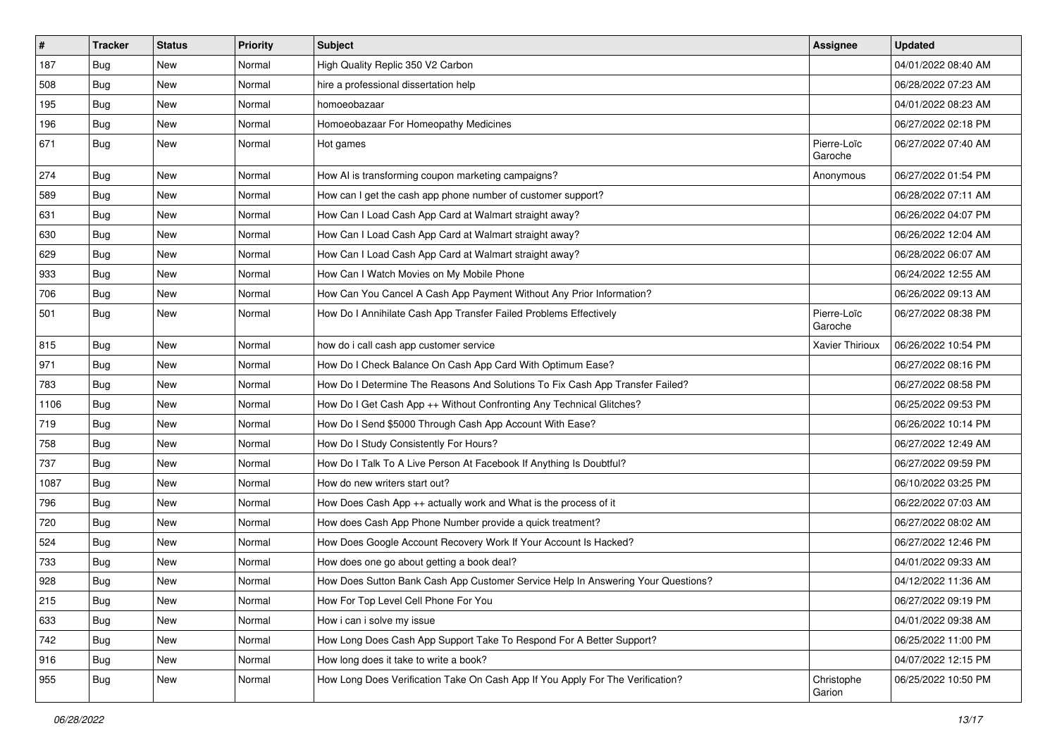| # | Tracker | Status | Priority | Subject | Assignee | Updated |
|---|---|---|---|---|---|---|
| 187 | Bug | New | Normal | High Quality Replic 350 V2 Carbon | | 04/01/2022 08:40 AM |
| 508 | Bug | New | Normal | hire a professional dissertation help | | 06/28/2022 07:23 AM |
| 195 | Bug | New | Normal | homoeobazaar | | 04/01/2022 08:23 AM |
| 196 | Bug | New | Normal | Homoeobazaar For Homeopathy Medicines | | 06/27/2022 02:18 PM |
| 671 | Bug | New | Normal | Hot games | Pierre-Loïc Garoche | 06/27/2022 07:40 AM |
| 274 | Bug | New | Normal | How AI is transforming coupon marketing campaigns? | Anonymous | 06/27/2022 01:54 PM |
| 589 | Bug | New | Normal | How can I get the cash app phone number of customer support? | | 06/28/2022 07:11 AM |
| 631 | Bug | New | Normal | How Can I Load Cash App Card at Walmart straight away? | | 06/26/2022 04:07 PM |
| 630 | Bug | New | Normal | How Can I Load Cash App Card at Walmart straight away? | | 06/26/2022 12:04 AM |
| 629 | Bug | New | Normal | How Can I Load Cash App Card at Walmart straight away? | | 06/28/2022 06:07 AM |
| 933 | Bug | New | Normal | How Can I Watch Movies on My Mobile Phone | | 06/24/2022 12:55 AM |
| 706 | Bug | New | Normal | How Can You Cancel A Cash App Payment Without Any Prior Information? | | 06/26/2022 09:13 AM |
| 501 | Bug | New | Normal | How Do I Annihilate Cash App Transfer Failed Problems Effectively | Pierre-Loïc Garoche | 06/27/2022 08:38 PM |
| 815 | Bug | New | Normal | how do i call cash app customer service | Xavier Thirioux | 06/26/2022 10:54 PM |
| 971 | Bug | New | Normal | How Do I Check Balance On Cash App Card With Optimum Ease? | | 06/27/2022 08:16 PM |
| 783 | Bug | New | Normal | How Do I Determine The Reasons And Solutions To Fix Cash App Transfer Failed? | | 06/27/2022 08:58 PM |
| 1106 | Bug | New | Normal | How Do I Get Cash App ++ Without Confronting Any Technical Glitches? | | 06/25/2022 09:53 PM |
| 719 | Bug | New | Normal | How Do I Send $5000 Through Cash App Account With Ease? | | 06/26/2022 10:14 PM |
| 758 | Bug | New | Normal | How Do I Study Consistently For Hours? | | 06/27/2022 12:49 AM |
| 737 | Bug | New | Normal | How Do I Talk To A Live Person At Facebook If Anything Is Doubtful? | | 06/27/2022 09:59 PM |
| 1087 | Bug | New | Normal | How do new writers start out? | | 06/10/2022 03:25 PM |
| 796 | Bug | New | Normal | How Does Cash App ++ actually work and What is the process of it | | 06/22/2022 07:03 AM |
| 720 | Bug | New | Normal | How does Cash App Phone Number provide a quick treatment? | | 06/27/2022 08:02 AM |
| 524 | Bug | New | Normal | How Does Google Account Recovery Work If Your Account Is Hacked? | | 06/27/2022 12:46 PM |
| 733 | Bug | New | Normal | How does one go about getting a book deal? | | 04/01/2022 09:33 AM |
| 928 | Bug | New | Normal | How Does Sutton Bank Cash App Customer Service Help In Answering Your Questions? | | 04/12/2022 11:36 AM |
| 215 | Bug | New | Normal | How For Top Level Cell Phone For You | | 06/27/2022 09:19 PM |
| 633 | Bug | New | Normal | How i can i solve my issue | | 04/01/2022 09:38 AM |
| 742 | Bug | New | Normal | How Long Does Cash App Support Take To Respond For A Better Support? | | 06/25/2022 11:00 PM |
| 916 | Bug | New | Normal | How long does it take to write a book? | | 04/07/2022 12:15 PM |
| 955 | Bug | New | Normal | How Long Does Verification Take On Cash App If You Apply For The Verification? | Christophe Garion | 06/25/2022 10:50 PM |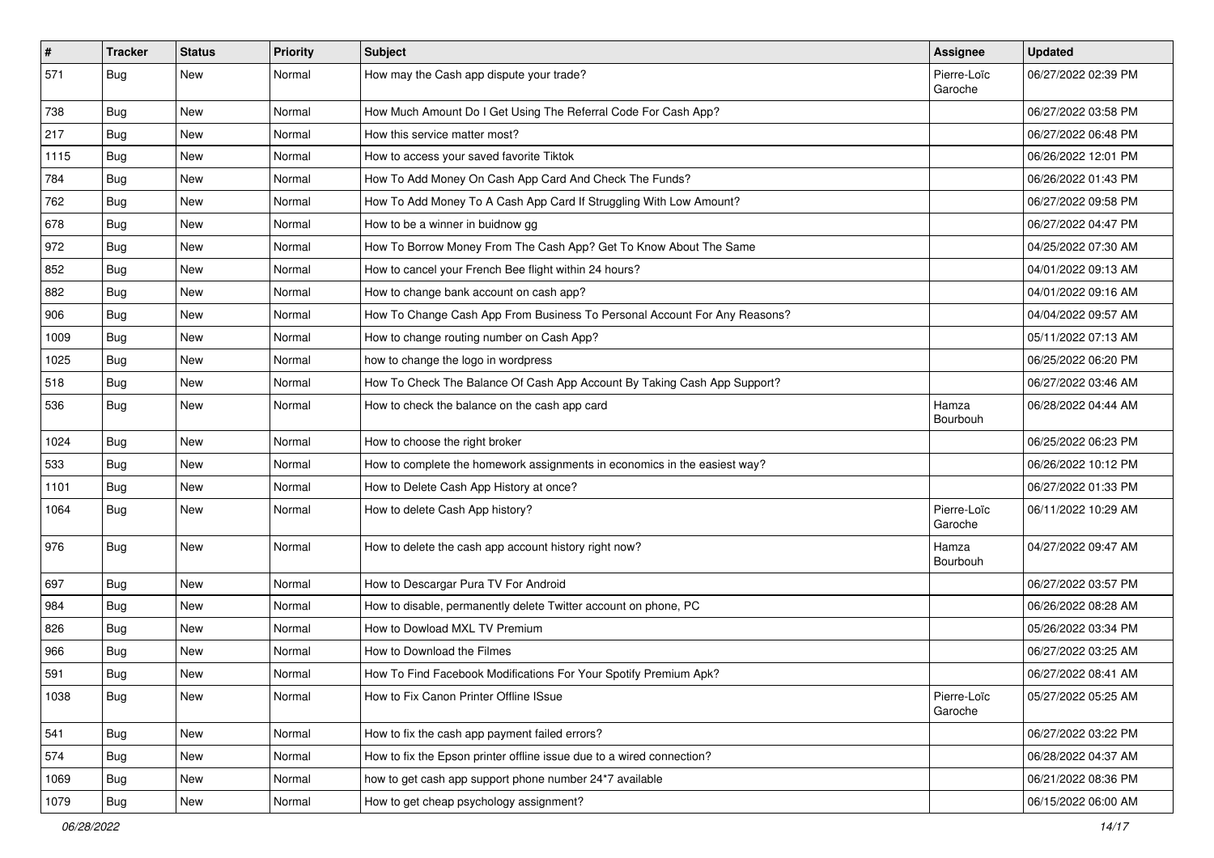| # | Tracker | Status | Priority | Subject | Assignee | Updated |
|---|---|---|---|---|---|---|
| 571 | Bug | New | Normal | How may the Cash app dispute your trade? | Pierre-Loïc Garoche | 06/27/2022 02:39 PM |
| 738 | Bug | New | Normal | How Much Amount Do I Get Using The Referral Code For Cash App? | | 06/27/2022 03:58 PM |
| 217 | Bug | New | Normal | How this service matter most? | | 06/27/2022 06:48 PM |
| 1115 | Bug | New | Normal | How to access your saved favorite Tiktok | | 06/26/2022 12:01 PM |
| 784 | Bug | New | Normal | How To Add Money On Cash App Card And Check The Funds? | | 06/26/2022 01:43 PM |
| 762 | Bug | New | Normal | How To Add Money To A Cash App Card If Struggling With Low Amount? | | 06/27/2022 09:58 PM |
| 678 | Bug | New | Normal | How to be a winner in buidnow gg | | 06/27/2022 04:47 PM |
| 972 | Bug | New | Normal | How To Borrow Money From The Cash App? Get To Know About The Same | | 04/25/2022 07:30 AM |
| 852 | Bug | New | Normal | How to cancel your French Bee flight within 24 hours? | | 04/01/2022 09:13 AM |
| 882 | Bug | New | Normal | How to change bank account on cash app? | | 04/01/2022 09:16 AM |
| 906 | Bug | New | Normal | How To Change Cash App From Business To Personal Account For Any Reasons? | | 04/04/2022 09:57 AM |
| 1009 | Bug | New | Normal | How to change routing number on Cash App? | | 05/11/2022 07:13 AM |
| 1025 | Bug | New | Normal | how to change the logo in wordpress | | 06/25/2022 06:20 PM |
| 518 | Bug | New | Normal | How To Check The Balance Of Cash App Account By Taking Cash App Support? | | 06/27/2022 03:46 AM |
| 536 | Bug | New | Normal | How to check the balance on the cash app card | Hamza Bourbouh | 06/28/2022 04:44 AM |
| 1024 | Bug | New | Normal | How to choose the right broker | | 06/25/2022 06:23 PM |
| 533 | Bug | New | Normal | How to complete the homework assignments in economics in the easiest way? | | 06/26/2022 10:12 PM |
| 1101 | Bug | New | Normal | How to Delete Cash App History at once? | | 06/27/2022 01:33 PM |
| 1064 | Bug | New | Normal | How to delete Cash App history? | Pierre-Loïc Garoche | 06/11/2022 10:29 AM |
| 976 | Bug | New | Normal | How to delete the cash app account history right now? | Hamza Bourbouh | 04/27/2022 09:47 AM |
| 697 | Bug | New | Normal | How to Descargar Pura TV For Android | | 06/27/2022 03:57 PM |
| 984 | Bug | New | Normal | How to disable, permanently delete Twitter account on phone, PC | | 06/26/2022 08:28 AM |
| 826 | Bug | New | Normal | How to Dowload MXL TV Premium | | 05/26/2022 03:34 PM |
| 966 | Bug | New | Normal | How to Download the Filmes | | 06/27/2022 03:25 AM |
| 591 | Bug | New | Normal | How To Find Facebook Modifications For Your Spotify Premium Apk? | | 06/27/2022 08:41 AM |
| 1038 | Bug | New | Normal | How to Fix Canon Printer Offline ISsue | Pierre-Loïc Garoche | 05/27/2022 05:25 AM |
| 541 | Bug | New | Normal | How to fix the cash app payment failed errors? | | 06/27/2022 03:22 PM |
| 574 | Bug | New | Normal | How to fix the Epson printer offline issue due to a wired connection? | | 06/28/2022 04:37 AM |
| 1069 | Bug | New | Normal | how to get cash app support phone number 24*7 available | | 06/21/2022 08:36 PM |
| 1079 | Bug | New | Normal | How to get cheap psychology assignment? | | 06/15/2022 06:00 AM |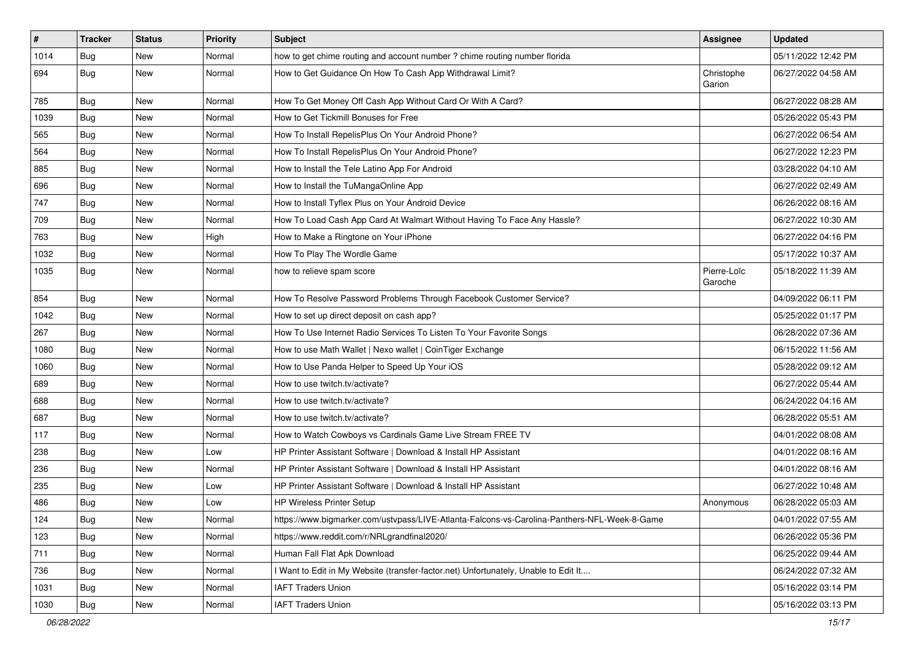| # | Tracker | Status | Priority | Subject | Assignee | Updated |
| --- | --- | --- | --- | --- | --- | --- |
| 1014 | Bug | New | Normal | how to get chime routing and account number ? chime routing number florida | | 05/11/2022 12:42 PM |
| 694 | Bug | New | Normal | How to Get Guidance On How To Cash App Withdrawal Limit? | Christophe Garion | 06/27/2022 04:58 AM |
| 785 | Bug | New | Normal | How To Get Money Off Cash App Without Card Or With A Card? | | 06/27/2022 08:28 AM |
| 1039 | Bug | New | Normal | How to Get Tickmill Bonuses for Free | | 05/26/2022 05:43 PM |
| 565 | Bug | New | Normal | How To Install RepelisPlus On Your Android Phone? | | 06/27/2022 06:54 AM |
| 564 | Bug | New | Normal | How To Install RepelisPlus On Your Android Phone? | | 06/27/2022 12:23 PM |
| 885 | Bug | New | Normal | How to Install the Tele Latino App For Android | | 03/28/2022 04:10 AM |
| 696 | Bug | New | Normal | How to Install the TuMangaOnline App | | 06/27/2022 02:49 AM |
| 747 | Bug | New | Normal | How to Install Tyflex Plus on Your Android Device | | 06/26/2022 08:16 AM |
| 709 | Bug | New | Normal | How To Load Cash App Card At Walmart Without Having To Face Any Hassle? | | 06/27/2022 10:30 AM |
| 763 | Bug | New | High | How to Make a Ringtone on Your iPhone | | 06/27/2022 04:16 PM |
| 1032 | Bug | New | Normal | How To Play The Wordle Game | | 05/17/2022 10:37 AM |
| 1035 | Bug | New | Normal | how to relieve spam score | Pierre-Loïc Garoche | 05/18/2022 11:39 AM |
| 854 | Bug | New | Normal | How To Resolve Password Problems Through Facebook Customer Service? | | 04/09/2022 06:11 PM |
| 1042 | Bug | New | Normal | How to set up direct deposit on cash app? | | 05/25/2022 01:17 PM |
| 267 | Bug | New | Normal | How To Use Internet Radio Services To Listen To Your Favorite Songs | | 06/28/2022 07:36 AM |
| 1080 | Bug | New | Normal | How to use Math Wallet \| Nexo wallet \| CoinTiger Exchange | | 06/15/2022 11:56 AM |
| 1060 | Bug | New | Normal | How to Use Panda Helper to Speed Up Your iOS | | 05/28/2022 09:12 AM |
| 689 | Bug | New | Normal | How to use twitch.tv/activate? | | 06/27/2022 05:44 AM |
| 688 | Bug | New | Normal | How to use twitch.tv/activate? | | 06/24/2022 04:16 AM |
| 687 | Bug | New | Normal | How to use twitch.tv/activate? | | 06/28/2022 05:51 AM |
| 117 | Bug | New | Normal | How to Watch Cowboys vs Cardinals Game Live Stream FREE TV | | 04/01/2022 08:08 AM |
| 238 | Bug | New | Low | HP Printer Assistant Software \| Download & Install HP Assistant | | 04/01/2022 08:16 AM |
| 236 | Bug | New | Normal | HP Printer Assistant Software \| Download & Install HP Assistant | | 04/01/2022 08:16 AM |
| 235 | Bug | New | Low | HP Printer Assistant Software \| Download & Install HP Assistant | | 06/27/2022 10:48 AM |
| 486 | Bug | New | Low | HP Wireless Printer Setup | Anonymous | 06/28/2022 05:03 AM |
| 124 | Bug | New | Normal | https://www.bigmarker.com/ustvpass/LIVE-Atlanta-Falcons-vs-Carolina-Panthers-NFL-Week-8-Game | | 04/01/2022 07:55 AM |
| 123 | Bug | New | Normal | https://www.reddit.com/r/NRLgrandfinal2020/ | | 06/26/2022 05:36 PM |
| 711 | Bug | New | Normal | Human Fall Flat Apk Download | | 06/25/2022 09:44 AM |
| 736 | Bug | New | Normal | I Want to Edit in My Website (transfer-factor.net) Unfortunately, Unable to Edit It.... | | 06/24/2022 07:32 AM |
| 1031 | Bug | New | Normal | IAFT Traders Union | | 05/16/2022 03:14 PM |
| 1030 | Bug | New | Normal | IAFT Traders Union | | 05/16/2022 03:13 PM |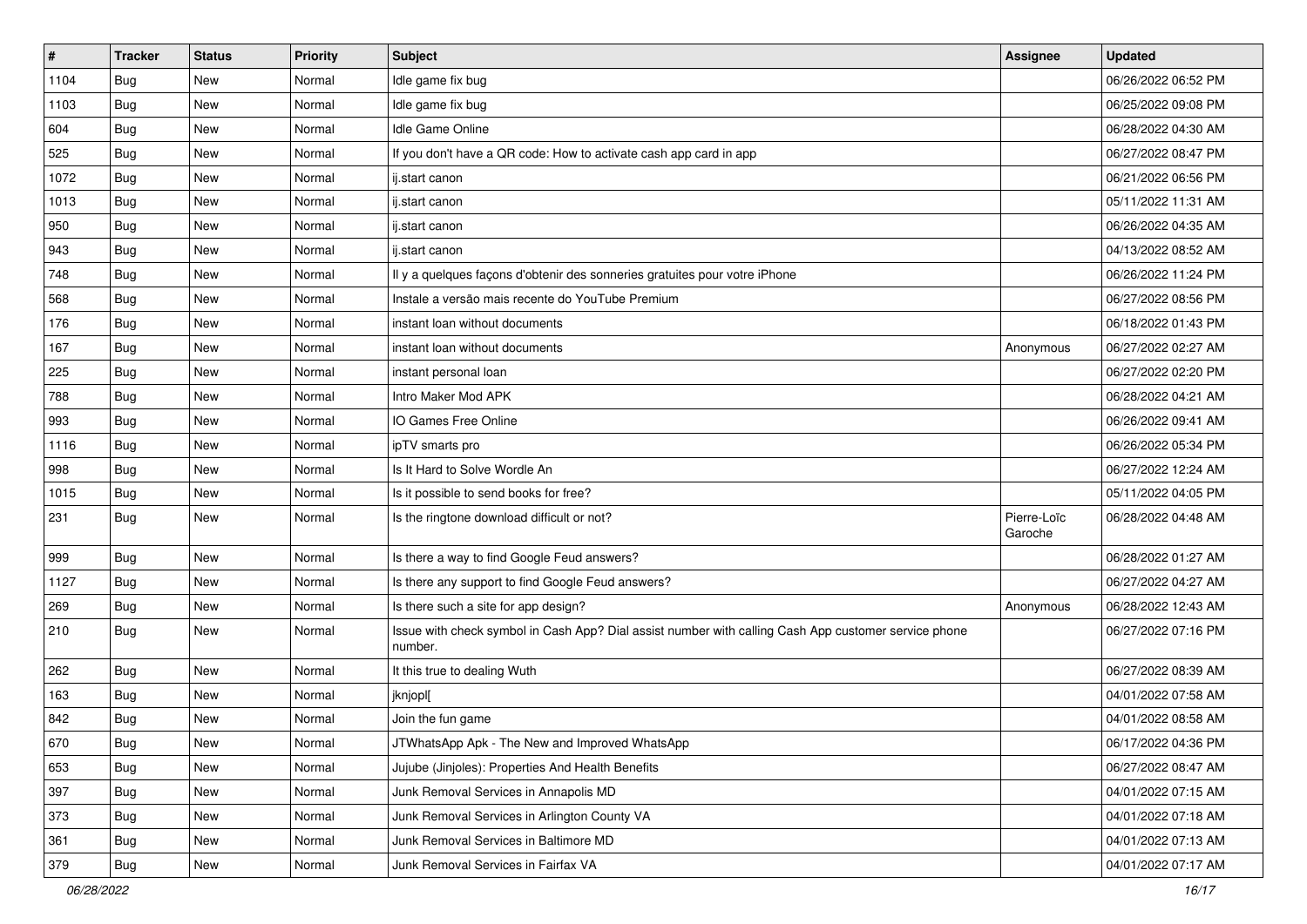| # | Tracker | Status | Priority | Subject | Assignee | Updated |
|---|---|---|---|---|---|---|
| 1104 | Bug | New | Normal | Idle game fix bug | | 06/26/2022 06:52 PM |
| 1103 | Bug | New | Normal | Idle game fix bug | | 06/25/2022 09:08 PM |
| 604 | Bug | New | Normal | Idle Game Online | | 06/28/2022 04:30 AM |
| 525 | Bug | New | Normal | If you don't have a QR code: How to activate cash app card in app | | 06/27/2022 08:47 PM |
| 1072 | Bug | New | Normal | ij.start canon | | 06/21/2022 06:56 PM |
| 1013 | Bug | New | Normal | ij.start canon | | 05/11/2022 11:31 AM |
| 950 | Bug | New | Normal | ij.start canon | | 06/26/2022 04:35 AM |
| 943 | Bug | New | Normal | ij.start canon | | 04/13/2022 08:52 AM |
| 748 | Bug | New | Normal | Il y a quelques façons d'obtenir des sonneries gratuites pour votre iPhone | | 06/26/2022 11:24 PM |
| 568 | Bug | New | Normal | Instale a versão mais recente do YouTube Premium | | 06/27/2022 08:56 PM |
| 176 | Bug | New | Normal | instant loan without documents | | 06/18/2022 01:43 PM |
| 167 | Bug | New | Normal | instant loan without documents | Anonymous | 06/27/2022 02:27 AM |
| 225 | Bug | New | Normal | instant personal loan | | 06/27/2022 02:20 PM |
| 788 | Bug | New | Normal | Intro Maker Mod APK | | 06/28/2022 04:21 AM |
| 993 | Bug | New | Normal | IO Games Free Online | | 06/26/2022 09:41 AM |
| 1116 | Bug | New | Normal | ipTV smarts pro | | 06/26/2022 05:34 PM |
| 998 | Bug | New | Normal | Is It Hard to Solve Wordle An | | 06/27/2022 12:24 AM |
| 1015 | Bug | New | Normal | Is it possible to send books for free? | | 05/11/2022 04:05 PM |
| 231 | Bug | New | Normal | Is the ringtone download difficult or not? | Pierre-Loïc Garoche | 06/28/2022 04:48 AM |
| 999 | Bug | New | Normal | Is there a way to find Google Feud answers? | | 06/28/2022 01:27 AM |
| 1127 | Bug | New | Normal | Is there any support to find Google Feud answers? | | 06/27/2022 04:27 AM |
| 269 | Bug | New | Normal | Is there such a site for app design? | Anonymous | 06/28/2022 12:43 AM |
| 210 | Bug | New | Normal | Issue with check symbol in Cash App? Dial assist number with calling Cash App customer service phone number. | | 06/27/2022 07:16 PM |
| 262 | Bug | New | Normal | It this true to dealing Wuth | | 06/27/2022 08:39 AM |
| 163 | Bug | New | Normal | jknjopl[ | | 04/01/2022 07:58 AM |
| 842 | Bug | New | Normal | Join the fun game | | 04/01/2022 08:58 AM |
| 670 | Bug | New | Normal | JTWhatsApp Apk - The New and Improved WhatsApp | | 06/17/2022 04:36 PM |
| 653 | Bug | New | Normal | Jujube (Jinjoles): Properties And Health Benefits | | 06/27/2022 08:47 AM |
| 397 | Bug | New | Normal | Junk Removal Services in Annapolis MD | | 04/01/2022 07:15 AM |
| 373 | Bug | New | Normal | Junk Removal Services in Arlington County VA | | 04/01/2022 07:18 AM |
| 361 | Bug | New | Normal | Junk Removal Services in Baltimore MD | | 04/01/2022 07:13 AM |
| 379 | Bug | New | Normal | Junk Removal Services in Fairfax VA | | 04/01/2022 07:17 AM |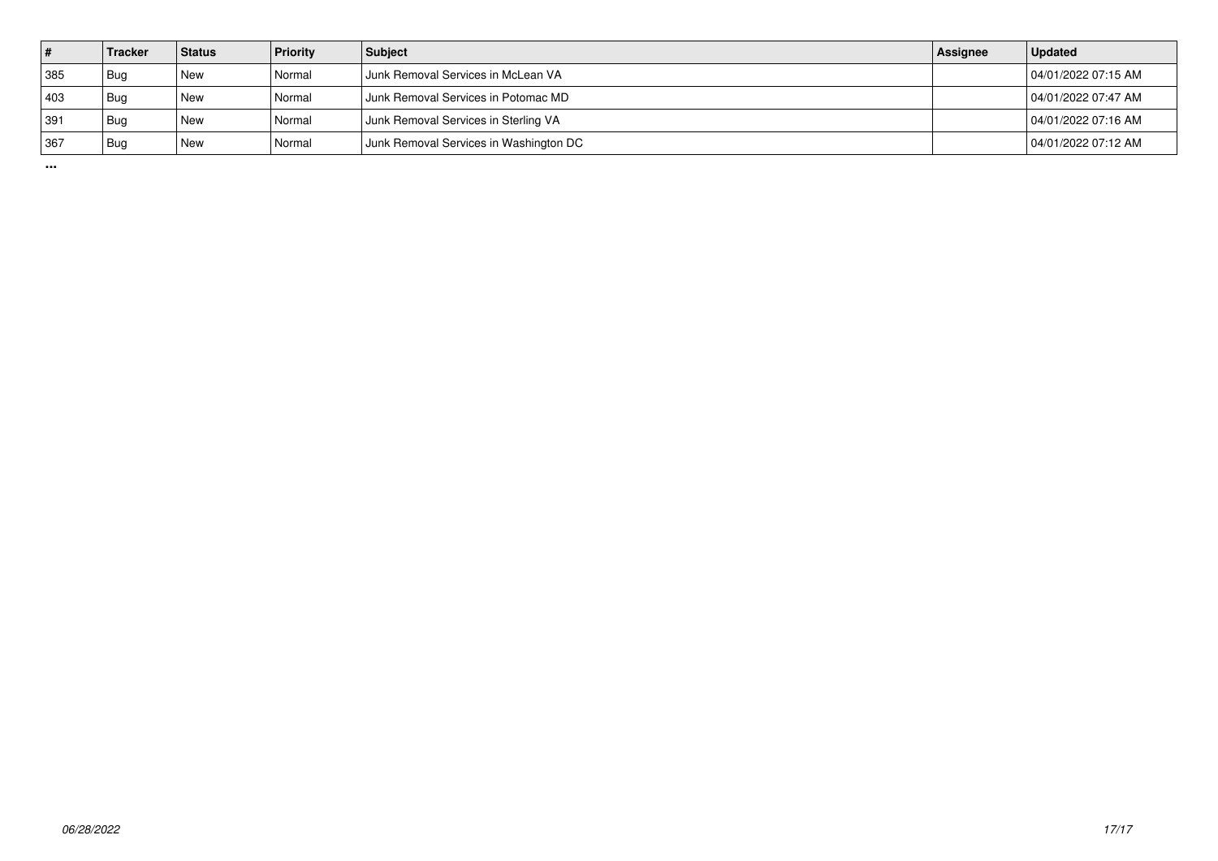| # | Tracker | Status | Priority | Subject | Assignee | Updated |
|---|---|---|---|---|---|---|
| 385 | Bug | New | Normal | Junk Removal Services in McLean VA | | 04/01/2022 07:15 AM |
| 403 | Bug | New | Normal | Junk Removal Services in Potomac MD | | 04/01/2022 07:47 AM |
| 391 | Bug | New | Normal | Junk Removal Services in Sterling VA | | 04/01/2022 07:16 AM |
| 367 | Bug | New | Normal | Junk Removal Services in Washington DC | | 04/01/2022 07:12 AM |

...